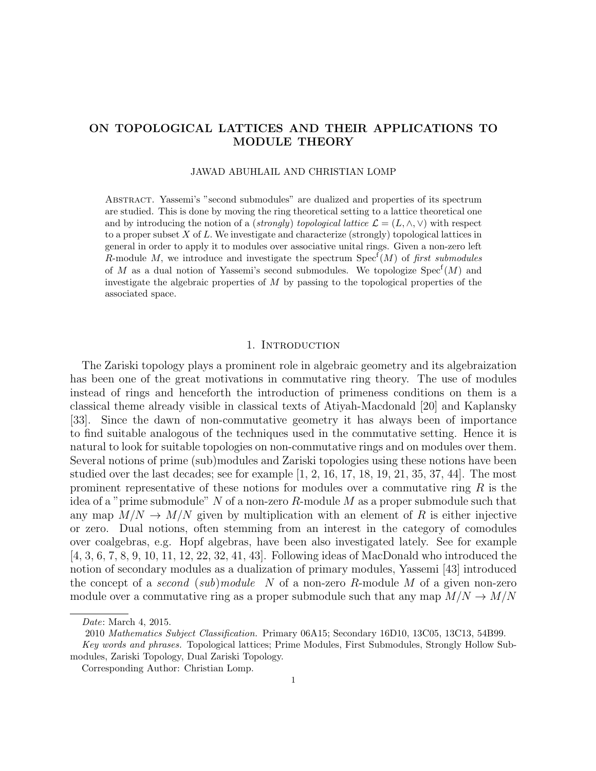# ON TOPOLOGICAL LATTICES AND THEIR APPLICATIONS TO MODULE THEORY

JAWAD ABUHLAIL AND CHRISTIAN LOMP

Abstract. Yassemi's "second submodules" are dualized and properties of its spectrum are studied. This is done by moving the ring theoretical setting to a lattice theoretical one and by introducing the notion of a (*strongly*) *topological lattice* $\mathcal{L} = (L, \wedge, \vee)$ with respect to a proper subset $X$ of $L$. We investigate and characterize (strongly) topological lattices in general in order to apply it to modules over associative unital rings. Given a non-zero left $R$-module $M$, we introduce and investigate the spectrum $\mathrm{Spec}^{\mathrm{f}}(M)$ of *first submodules* of $M$ as a dual notion of Yassemi's second submodules. We topologize $\mathrm{Spec}^{\mathrm{f}}(M)$ and investigate the algebraic properties of $M$ by passing to the topological properties of the associated space.

## 1. Introduction

The Zariski topology plays a prominent role in algebraic geometry and its algebraization has been one of the great motivations in commutative ring theory. The use of modules instead of rings and henceforth the introduction of primeness conditions on them is a classical theme already visible in classical texts of Atiyah-Macdonald [20] and Kaplansky [33]. Since the dawn of non-commutative geometry it has always been of importance to find suitable analogous of the techniques used in the commutative setting. Hence it is natural to look for suitable topologies on non-commutative rings and on modules over them. Several notions of prime (sub)modules and Zariski topologies using these notions have been studied over the last decades; see for example [1, 2, 16, 17, 18, 19, 21, 35, 37, 44]. The most prominent representative of these notions for modules over a commutative ring $R$ is the idea of a "prime submodule" $N$ of a non-zero $R$-module $M$ as a proper submodule such that any map $M/N \to M/N$ given by multiplication with an element of $R$ is either injective or zero. Dual notions, often stemming from an interest in the category of comodules over coalgebras, e.g. Hopf algebras, have been also investigated lately. See for example [4, 3, 6, 7, 8, 9, 10, 11, 12, 22, 32, 41, 43]. Following ideas of MacDonald who introduced the notion of secondary modules as a dualization of primary modules, Yassemi [43] introduced the concept of a *second (sub)module* $N$ of a non-zero $R$-module $M$ of a given non-zero module over a commutative ring as a proper submodule such that any map $M/N \to M/N$

---

*Date*: March 4, 2015.

2010 *Mathematics Subject Classification.* Primary 06A15; Secondary 16D10, 13C05, 13C13, 54B99.

*Key words and phrases.* Topological lattices; Prime Modules, First Submodules, Strongly Hollow Submodules, Zariski Topology, Dual Zariski Topology.

Corresponding Author: Christian Lomp.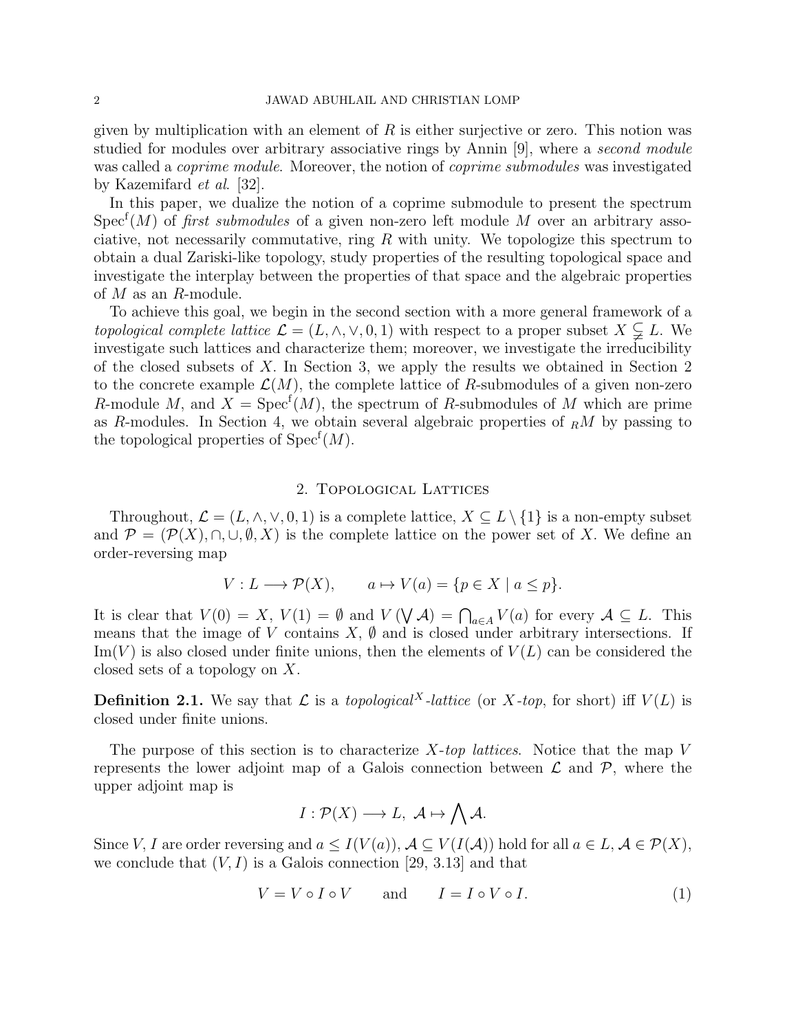given by multiplication with an element of $R$ is either surjective or zero. This notion was studied for modules over arbitrary associative rings by Annin [9], where a *second module* was called a *coprime module*. Moreover, the notion of *coprime submodules* was investigated by Kazemifard *et al.* [32].

In this paper, we dualize the notion of a coprime submodule to present the spectrum $\mathrm{Spec}^{\mathrm{f}}(M)$ of *first submodules* of a given non-zero left module $M$ over an arbitrary associative, not necessarily commutative, ring $R$ with unity. We topologize this spectrum to obtain a dual Zariski-like topology, study properties of the resulting topological space and investigate the interplay between the properties of that space and the algebraic properties of $M$ as an $R$-module.

To achieve this goal, we begin in the second section with a more general framework of a *topological complete lattice* $\mathcal{L} = (L, \wedge, \vee, 0, 1)$ with respect to a proper subset $X \subsetneqq L$. We investigate such lattices and characterize them; moreover, we investigate the irreducibility of the closed subsets of $X$. In Section 3, we apply the results we obtained in Section 2 to the concrete example $\mathcal{L}(M)$, the complete lattice of $R$-submodules of a given non-zero $R$-module $M$, and $X = \mathrm{Spec}^{\mathrm{f}}(M)$, the spectrum of $R$-submodules of $M$ which are prime as $R$-modules. In Section 4, we obtain several algebraic properties of ${}_RM$ by passing to the topological properties of $\mathrm{Spec}^{\mathrm{f}}(M)$.

## 2. Topological Lattices

Throughout, $\mathcal{L} = (L, \wedge, \vee, 0, 1)$ is a complete lattice, $X \subseteq L \setminus \{1\}$ is a non-empty subset and $\mathcal{P} = (\mathcal{P}(X), \cap, \cup, \emptyset, X)$ is the complete lattice on the power set of $X$. We define an order-reversing map

$$V : L \longrightarrow \mathcal{P}(X), \qquad a \mapsto V(a) = \{p \in X \mid a \leq p\}.$$

It is clear that $V(0) = X$, $V(1) = \emptyset$ and $V\left(\bigvee \mathcal{A}\right) = \bigcap_{a \in A} V(a)$ for every $\mathcal{A} \subseteq L$. This means that the image of $V$ contains $X$, $\emptyset$ and is closed under arbitrary intersections. If $\mathrm{Im}(V)$ is also closed under finite unions, then the elements of $V(L)$ can be considered the closed sets of a topology on $X$.

**Definition 2.1.** We say that $\mathcal{L}$ is a *topological$^X$-lattice* (or *$X$-top*, for short) iff $V(L)$ is closed under finite unions.

The purpose of this section is to characterize *$X$-top lattices*. Notice that the map $V$ represents the lower adjoint map of a Galois connection between $\mathcal{L}$ and $\mathcal{P}$, where the upper adjoint map is

$$I : \mathcal{P}(X) \longrightarrow L, \ \mathcal{A} \mapsto \bigwedge \mathcal{A}.$$

Since $V, I$ are order reversing and $a \leq I(V(a))$, $\mathcal{A} \subseteq V(I(\mathcal{A}))$ hold for all $a \in L, \mathcal{A} \in \mathcal{P}(X)$, we conclude that $(V, I)$ is a Galois connection [29, 3.13] and that

$$V = V \circ I \circ V \qquad \text{and} \qquad I = I \circ V \circ I. \tag{1}$$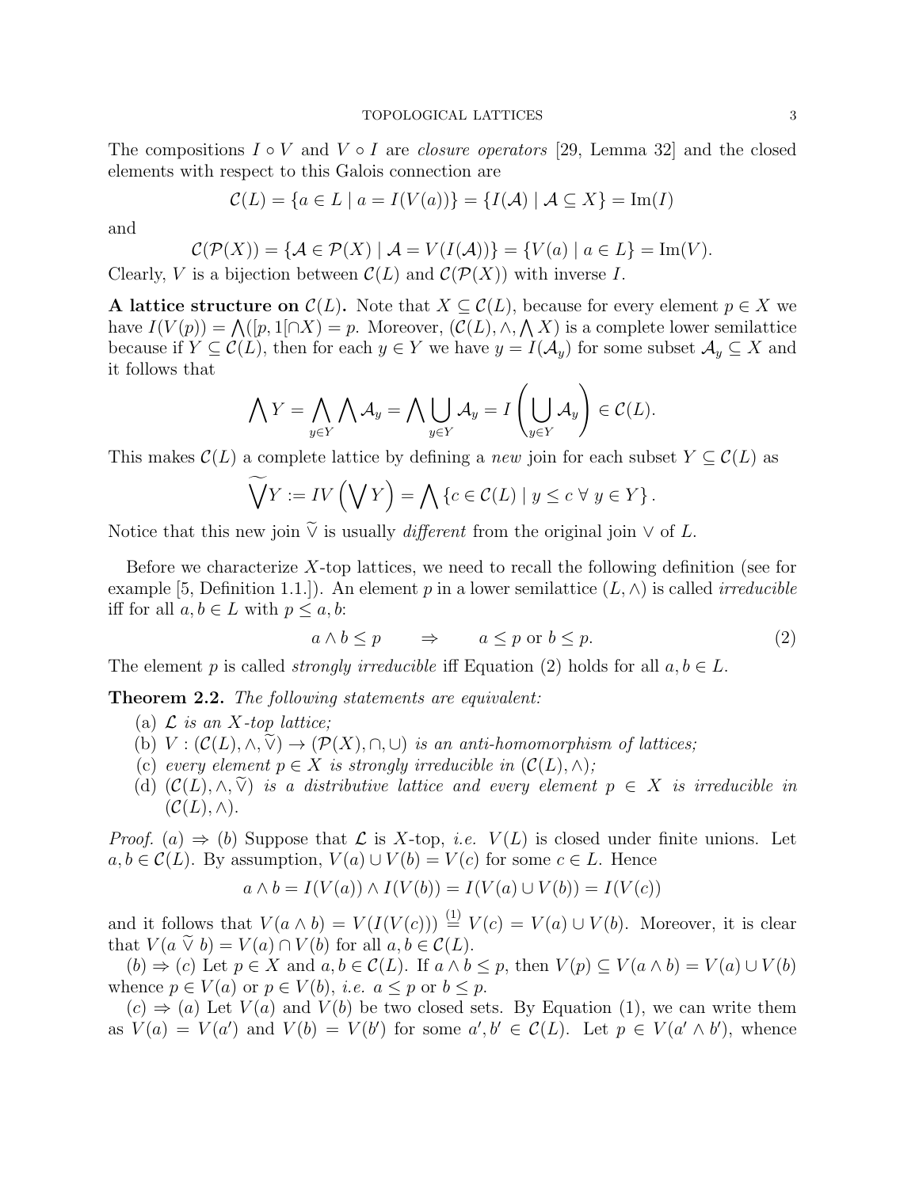The compositions $I \circ V$ and $V \circ I$ are *closure operators* [29, Lemma 32] and the closed elements with respect to this Galois connection are

$$\mathcal{C}(L) = \{a \in L \mid a = I(V(a))\} = \{I(\mathcal{A}) \mid \mathcal{A} \subseteq X\} = \mathrm{Im}(I)$$

and

$$\mathcal{C}(\mathcal{P}(X)) = \{\mathcal{A} \in \mathcal{P}(X) \mid \mathcal{A} = V(I(\mathcal{A}))\} = \{V(a) \mid a \in L\} = \mathrm{Im}(V).$$

Clearly, $V$ is a bijection between $\mathcal{C}(L)$ and $\mathcal{C}(\mathcal{P}(X))$ with inverse $I$.

**A lattice structure on $\mathcal{C}(L)$.** Note that $X \subseteq \mathcal{C}(L)$, because for every element $p \in X$ we have $I(V(p)) = \bigwedge([p, 1[\cap X) = p$. Moreover, $(\mathcal{C}(L), \wedge, \bigwedge X)$ is a complete lower semilattice because if $Y \subseteq \mathcal{C}(L)$, then for each $y \in Y$ we have $y = I(\mathcal{A}_y)$ for some subset $\mathcal{A}_y \subseteq X$ and it follows that

$$\bigwedge Y = \bigwedge_{y \in Y} \bigwedge \mathcal{A}_y = \bigwedge \bigcup_{y \in Y} \mathcal{A}_y = I\left(\bigcup_{y \in Y} \mathcal{A}_y\right) \in \mathcal{C}(L).$$

This makes $\mathcal{C}(L)$ a complete lattice by defining a *new* join for each subset $Y \subseteq \mathcal{C}(L)$ as

$$\widetilde{\bigvee} Y := IV\left(\bigvee Y\right) = \bigwedge \{c \in \mathcal{C}(L) \mid y \leq c \ \forall \ y \in Y\}.$$

Notice that this new join $\widetilde{\vee}$ is usually *different* from the original join $\vee$ of $L$.

Before we characterize $X$-top lattices, we need to recall the following definition (see for example [5, Definition 1.1.]). An element $p$ in a lower semilattice $(L, \wedge)$ is called *irreducible* iff for all $a, b \in L$ with $p \leq a, b$:

$$a \wedge b \leq p \qquad \Rightarrow \qquad a \leq p \text{ or } b \leq p. \tag{2}$$

The element $p$ is called *strongly irreducible* iff Equation (2) holds for all $a, b \in L$.

**Theorem 2.2.** *The following statements are equivalent:*

(a) *$\mathcal{L}$ is an $X$-top lattice;*
(b) *$V : (\mathcal{C}(L), \wedge, \widetilde{\vee}) \to (\mathcal{P}(X), \cap, \cup)$ is an anti-homomorphism of lattices;*
(c) *every element $p \in X$ is strongly irreducible in $(\mathcal{C}(L), \wedge)$;*
(d) *$(\mathcal{C}(L), \wedge, \widetilde{\vee})$ is a distributive lattice and every element $p \in X$ is irreducible in $(\mathcal{C}(L), \wedge)$.*

*Proof.* $(a) \Rightarrow (b)$ Suppose that $\mathcal{L}$ is $X$-top, *i.e.* $V(L)$ is closed under finite unions. Let $a, b \in \mathcal{C}(L)$. By assumption, $V(a) \cup V(b) = V(c)$ for some $c \in L$. Hence

$$a \wedge b = I(V(a)) \wedge I(V(b)) = I(V(a) \cup V(b)) = I(V(c))$$

and it follows that $V(a \wedge b) = V(I(V(c))) \overset{(1)}{=} V(c) = V(a) \cup V(b)$. Moreover, it is clear that $V(a \mathbin{\widetilde{\vee}} b) = V(a) \cap V(b)$ for all $a, b \in \mathcal{C}(L)$.

$(b) \Rightarrow (c)$ Let $p \in X$ and $a, b \in \mathcal{C}(L)$. If $a \wedge b \leq p$, then $V(p) \subseteq V(a \wedge b) = V(a) \cup V(b)$ whence $p \in V(a)$ or $p \in V(b)$, *i.e.* $a \leq p$ or $b \leq p$.

$(c) \Rightarrow (a)$ Let $V(a)$ and $V(b)$ be two closed sets. By Equation (1), we can write them as $V(a) = V(a')$ and $V(b) = V(b')$ for some $a', b' \in \mathcal{C}(L)$. Let $p \in V(a' \wedge b')$, whence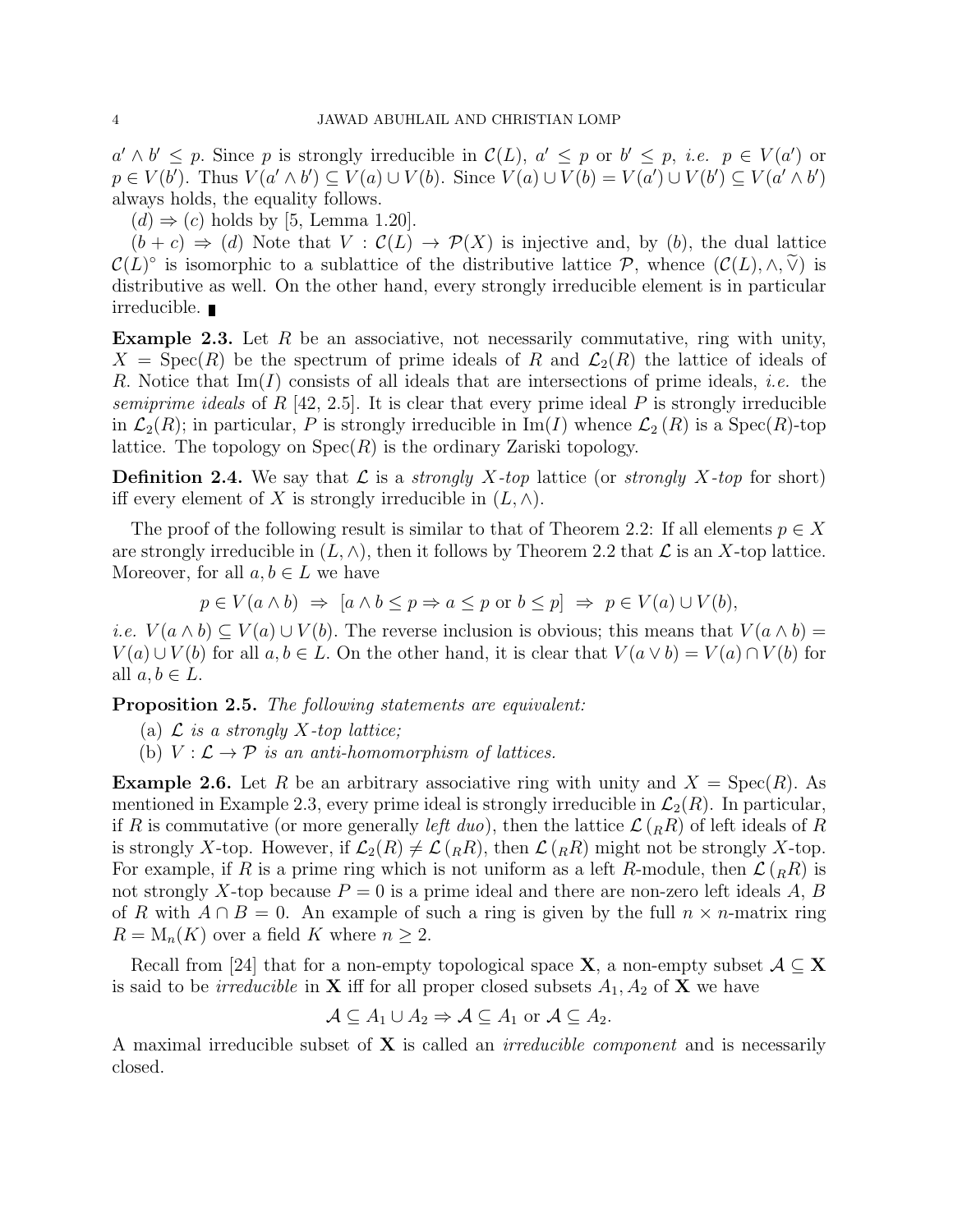$a' \wedge b' \leq p$. Since $p$ is strongly irreducible in $\mathcal{C}(L)$, $a' \leq p$ or $b' \leq p$, *i.e.* $p \in V(a')$ or $p \in V(b')$. Thus $V(a' \wedge b') \subseteq V(a) \cup V(b)$. Since $V(a) \cup V(b) = V(a') \cup V(b') \subseteq V(a' \wedge b')$ always holds, the equality follows.

$(d) \Rightarrow (c)$ holds by [5, Lemma 1.20].

$(b + c) \Rightarrow (d)$ Note that $V : \mathcal{C}(L) \to \mathcal{P}(X)$ is injective and, by $(b)$, the dual lattice $\mathcal{C}(L)^{\circ}$ is isomorphic to a sublattice of the distributive lattice $\mathcal{P}$, whence $(\mathcal{C}(L), \wedge, \widetilde{\vee})$ is distributive as well. On the other hand, every strongly irreducible element is in particular irreducible. ∎

**Example 2.3.** Let $R$ be an associative, not necessarily commutative, ring with unity, $X = \mathrm{Spec}(R)$ be the spectrum of prime ideals of $R$ and $\mathcal{L}_2(R)$ the lattice of ideals of $R$. Notice that $\mathrm{Im}(I)$ consists of all ideals that are intersections of prime ideals, *i.e.* the *semiprime ideals* of $R$ [42, 2.5]. It is clear that every prime ideal $P$ is strongly irreducible in $\mathcal{L}_2(R)$; in particular, $P$ is strongly irreducible in $\mathrm{Im}(I)$ whence $\mathcal{L}_2(R)$ is a $\mathrm{Spec}(R)$-top lattice. The topology on $\mathrm{Spec}(R)$ is the ordinary Zariski topology.

**Definition 2.4.** We say that $\mathcal{L}$ is a *strongly $X$-top* lattice (or *strongly $X$-top* for short) iff every element of $X$ is strongly irreducible in $(L, \wedge)$.

The proof of the following result is similar to that of Theorem 2.2: If all elements $p \in X$ are strongly irreducible in $(L, \wedge)$, then it follows by Theorem 2.2 that $\mathcal{L}$ is an $X$-top lattice. Moreover, for all $a, b \in L$ we have

$$p \in V(a \wedge b) \;\Rightarrow\; [a \wedge b \leq p \Rightarrow a \leq p \text{ or } b \leq p] \;\Rightarrow\; p \in V(a) \cup V(b),$$

*i.e.* $V(a \wedge b) \subseteq V(a) \cup V(b)$. The reverse inclusion is obvious; this means that $V(a \wedge b) = V(a) \cup V(b)$ for all $a, b \in L$. On the other hand, it is clear that $V(a \vee b) = V(a) \cap V(b)$ for all $a, b \in L$.

**Proposition 2.5.** *The following statements are equivalent:*

(a) *$\mathcal{L}$ is a strongly $X$-top lattice;*

(b) *$V : \mathcal{L} \to \mathcal{P}$ is an anti-homomorphism of lattices.*

**Example 2.6.** Let $R$ be an arbitrary associative ring with unity and $X = \mathrm{Spec}(R)$. As mentioned in Example 2.3, every prime ideal is strongly irreducible in $\mathcal{L}_2(R)$. In particular, if $R$ is commutative (or more generally *left duo*), then the lattice $\mathcal{L}({}_RR)$ of left ideals of $R$ is strongly $X$-top. However, if $\mathcal{L}_2(R) \neq \mathcal{L}({}_RR)$, then $\mathcal{L}({}_RR)$ might not be strongly $X$-top. For example, if $R$ is a prime ring which is not uniform as a left $R$-module, then $\mathcal{L}({}_RR)$ is not strongly $X$-top because $P = 0$ is a prime ideal and there are non-zero left ideals $A$, $B$ of $R$ with $A \cap B = 0$. An example of such a ring is given by the full $n \times n$-matrix ring $R = \mathrm{M}_n(K)$ over a field $K$ where $n \geq 2$.

Recall from [24] that for a non-empty topological space $\mathbf{X}$, a non-empty subset $\mathcal{A} \subseteq \mathbf{X}$ is said to be *irreducible* in $\mathbf{X}$ iff for all proper closed subsets $A_1, A_2$ of $\mathbf{X}$ we have

$$\mathcal{A} \subseteq A_1 \cup A_2 \Rightarrow \mathcal{A} \subseteq A_1 \text{ or } \mathcal{A} \subseteq A_2.$$

A maximal irreducible subset of $\mathbf{X}$ is called an *irreducible component* and is necessarily closed.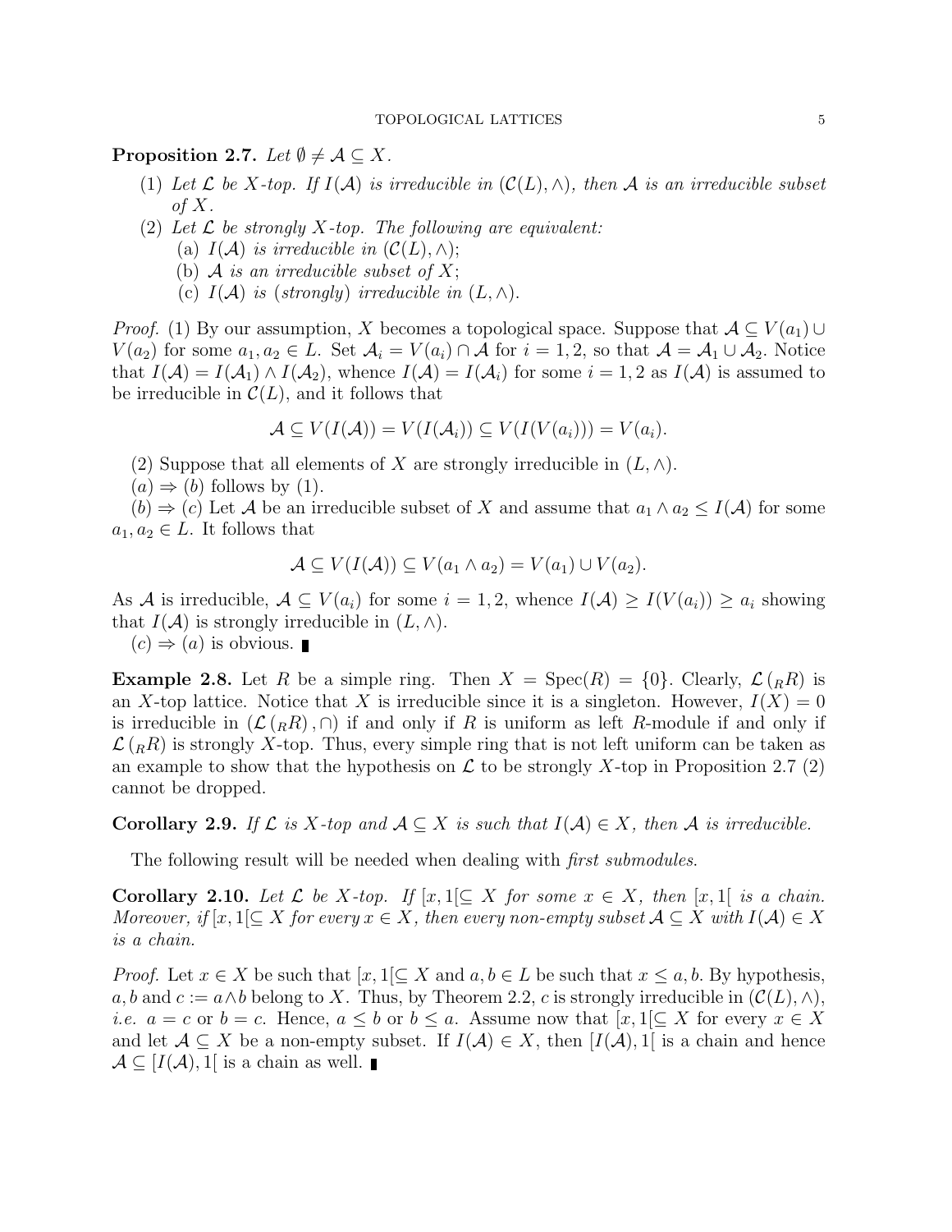**Proposition 2.7.** *Let $\emptyset \neq \mathcal{A} \subseteq X$.*

1. *Let $\mathcal{L}$ be $X$-top. If $I(\mathcal{A})$ is irreducible in $(\mathcal{C}(L), \wedge)$, then $\mathcal{A}$ is an irreducible subset of $X$.*
2. *Let $\mathcal{L}$ be strongly $X$-top. The following are equivalent:*
   (a) *$I(\mathcal{A})$ is irreducible in $(\mathcal{C}(L), \wedge)$;*
   (b) *$\mathcal{A}$ is an irreducible subset of $X$;*
   (c) *$I(\mathcal{A})$ is (strongly) irreducible in $(L, \wedge)$.*

*Proof.* (1) By our assumption, $X$ becomes a topological space. Suppose that $\mathcal{A} \subseteq V(a_1) \cup V(a_2)$ for some $a_1, a_2 \in L$. Set $\mathcal{A}_i = V(a_i) \cap \mathcal{A}$ for $i = 1, 2$, so that $\mathcal{A} = \mathcal{A}_1 \cup \mathcal{A}_2$. Notice that $I(\mathcal{A}) = I(\mathcal{A}_1) \wedge I(\mathcal{A}_2)$, whence $I(\mathcal{A}) = I(\mathcal{A}_i)$ for some $i = 1, 2$ as $I(\mathcal{A})$ is assumed to be irreducible in $\mathcal{C}(L)$, and it follows that

$$\mathcal{A} \subseteq V(I(\mathcal{A})) = V(I(\mathcal{A}_i)) \subseteq V(I(V(a_i))) = V(a_i).$$

(2) Suppose that all elements of $X$ are strongly irreducible in $(L, \wedge)$.

$(a) \Rightarrow (b)$ follows by (1).

$(b) \Rightarrow (c)$ Let $\mathcal{A}$ be an irreducible subset of $X$ and assume that $a_1 \wedge a_2 \leq I(\mathcal{A})$ for some $a_1, a_2 \in L$. It follows that

$$\mathcal{A} \subseteq V(I(\mathcal{A})) \subseteq V(a_1 \wedge a_2) = V(a_1) \cup V(a_2).$$

As $\mathcal{A}$ is irreducible, $\mathcal{A} \subseteq V(a_i)$ for some $i = 1, 2$, whence $I(\mathcal{A}) \geq I(V(a_i)) \geq a_i$ showing that $I(\mathcal{A})$ is strongly irreducible in $(L, \wedge)$.

$(c) \Rightarrow (a)$ is obvious. ∎

**Example 2.8.** Let $R$ be a simple ring. Then $X = \mathrm{Spec}(R) = \{0\}$. Clearly, $\mathcal{L}({}_RR)$ is an $X$-top lattice. Notice that $X$ is irreducible since it is a singleton. However, $I(X) = 0$ is irreducible in $(\mathcal{L}({}_RR), \cap)$ if and only if $R$ is uniform as left $R$-module if and only if $\mathcal{L}({}_RR)$ is strongly $X$-top. Thus, every simple ring that is not left uniform can be taken as an example to show that the hypothesis on $\mathcal{L}$ to be strongly $X$-top in Proposition 2.7 (2) cannot be dropped.

**Corollary 2.9.** *If $\mathcal{L}$ is $X$-top and $\mathcal{A} \subseteq X$ is such that $I(\mathcal{A}) \in X$, then $\mathcal{A}$ is irreducible.*

The following result will be needed when dealing with *first submodules*.

**Corollary 2.10.** *Let $\mathcal{L}$ be $X$-top. If $[x, 1[ \subseteq X$ for some $x \in X$, then $[x, 1[$ is a chain. Moreover, if $[x, 1[ \subseteq X$ for every $x \in X$, then every non-empty subset $\mathcal{A} \subseteq X$ with $I(\mathcal{A}) \in X$ is a chain.*

*Proof.* Let $x \in X$ be such that $[x, 1[ \subseteq X$ and $a, b \in L$ be such that $x \leq a, b$. By hypothesis, $a, b$ and $c := a \wedge b$ belong to $X$. Thus, by Theorem 2.2, $c$ is strongly irreducible in $(\mathcal{C}(L), \wedge)$, *i.e.* $a = c$ or $b = c$. Hence, $a \leq b$ or $b \leq a$. Assume now that $[x, 1[ \subseteq X$ for every $x \in X$ and let $\mathcal{A} \subseteq X$ be a non-empty subset. If $I(\mathcal{A}) \in X$, then $[I(\mathcal{A}), 1[$ is a chain and hence $\mathcal{A} \subseteq [I(\mathcal{A}), 1[$ is a chain as well. ∎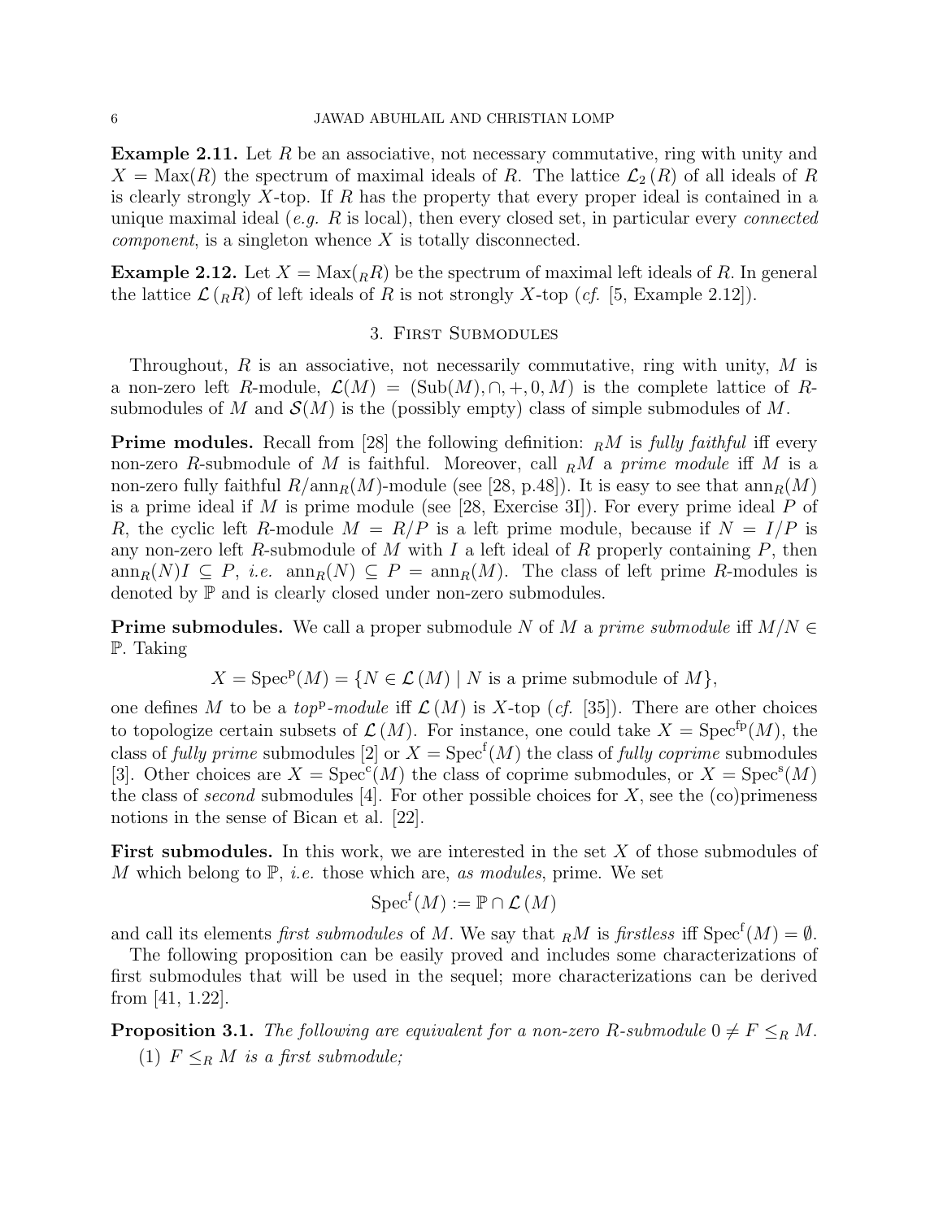**Example 2.11.** Let $R$ be an associative, not necessary commutative, ring with unity and $X = \mathrm{Max}(R)$ the spectrum of maximal ideals of $R$. The lattice $\mathcal{L}_2(R)$ of all ideals of $R$ is clearly strongly $X$-top. If $R$ has the property that every proper ideal is contained in a unique maximal ideal (*e.g.* $R$ is local), then every closed set, in particular every *connected component*, is a singleton whence $X$ is totally disconnected.

**Example 2.12.** Let $X = \mathrm{Max}({}_RR)$ be the spectrum of maximal left ideals of $R$. In general the lattice $\mathcal{L}({}_RR)$ of left ideals of $R$ is not strongly $X$-top (*cf.* [5, Example 2.12]).

## 3. First Submodules

Throughout, $R$ is an associative, not necessarily commutative, ring with unity, $M$ is a non-zero left $R$-module, $\mathcal{L}(M) = (\mathrm{Sub}(M), \cap, +, 0, M)$ is the complete lattice of $R$-submodules of $M$ and $\mathcal{S}(M)$ is the (possibly empty) class of simple submodules of $M$.

**Prime modules.** Recall from [28] the following definition: ${}_RM$ is *fully faithful* iff every non-zero $R$-submodule of $M$ is faithful. Moreover, call ${}_RM$ a *prime module* iff $M$ is a non-zero fully faithful $R/\mathrm{ann}_R(M)$-module (see [28, p.48]). It is easy to see that $\mathrm{ann}_R(M)$ is a prime ideal if $M$ is prime module (see [28, Exercise 3I]). For every prime ideal $P$ of $R$, the cyclic left $R$-module $M = R/P$ is a left prime module, because if $N = I/P$ is any non-zero left $R$-submodule of $M$ with $I$ a left ideal of $R$ properly containing $P$, then $\mathrm{ann}_R(N)I \subseteq P$, *i.e.* $\mathrm{ann}_R(N) \subseteq P = \mathrm{ann}_R(M)$. The class of left prime $R$-modules is denoted by $\mathbb{P}$ and is clearly closed under non-zero submodules.

**Prime submodules.** We call a proper submodule $N$ of $M$ a *prime submodule* iff $M/N \in \mathbb{P}$. Taking

$$X = \mathrm{Spec}^{\mathrm{p}}(M) = \{N \in \mathcal{L}(M) \mid N \text{ is a prime submodule of } M\},$$

one defines $M$ to be a *top*$^{\mathrm{p}}$*-module* iff $\mathcal{L}(M)$ is $X$-top (*cf.* [35]). There are other choices to topologize certain subsets of $\mathcal{L}(M)$. For instance, one could take $X = \mathrm{Spec}^{\mathrm{fp}}(M)$, the class of *fully prime* submodules [2] or $X = \mathrm{Spec}^{\mathrm{f}}(M)$ the class of *fully coprime* submodules [3]. Other choices are $X = \mathrm{Spec}^{\mathrm{c}}(M)$ the class of coprime submodules, or $X = \mathrm{Spec}^{\mathrm{s}}(M)$ the class of *second* submodules [4]. For other possible choices for $X$, see the (co)primeness notions in the sense of Bican et al. [22].

**First submodules.** In this work, we are interested in the set $X$ of those submodules of $M$ which belong to $\mathbb{P}$, *i.e.* those which are, *as modules*, prime. We set

$$\mathrm{Spec}^{\mathrm{f}}(M) := \mathbb{P} \cap \mathcal{L}(M)$$

and call its elements *first submodules* of $M$. We say that ${}_RM$ is *firstless* iff $\mathrm{Spec}^{\mathrm{f}}(M) = \emptyset$.

The following proposition can be easily proved and includes some characterizations of first submodules that will be used in the sequel; more characterizations can be derived from [41, 1.22].

**Proposition 3.1.** *The following are equivalent for a non-zero $R$-submodule $0 \neq F \leq_R M$.*

1. *$F \leq_R M$ is a first submodule;*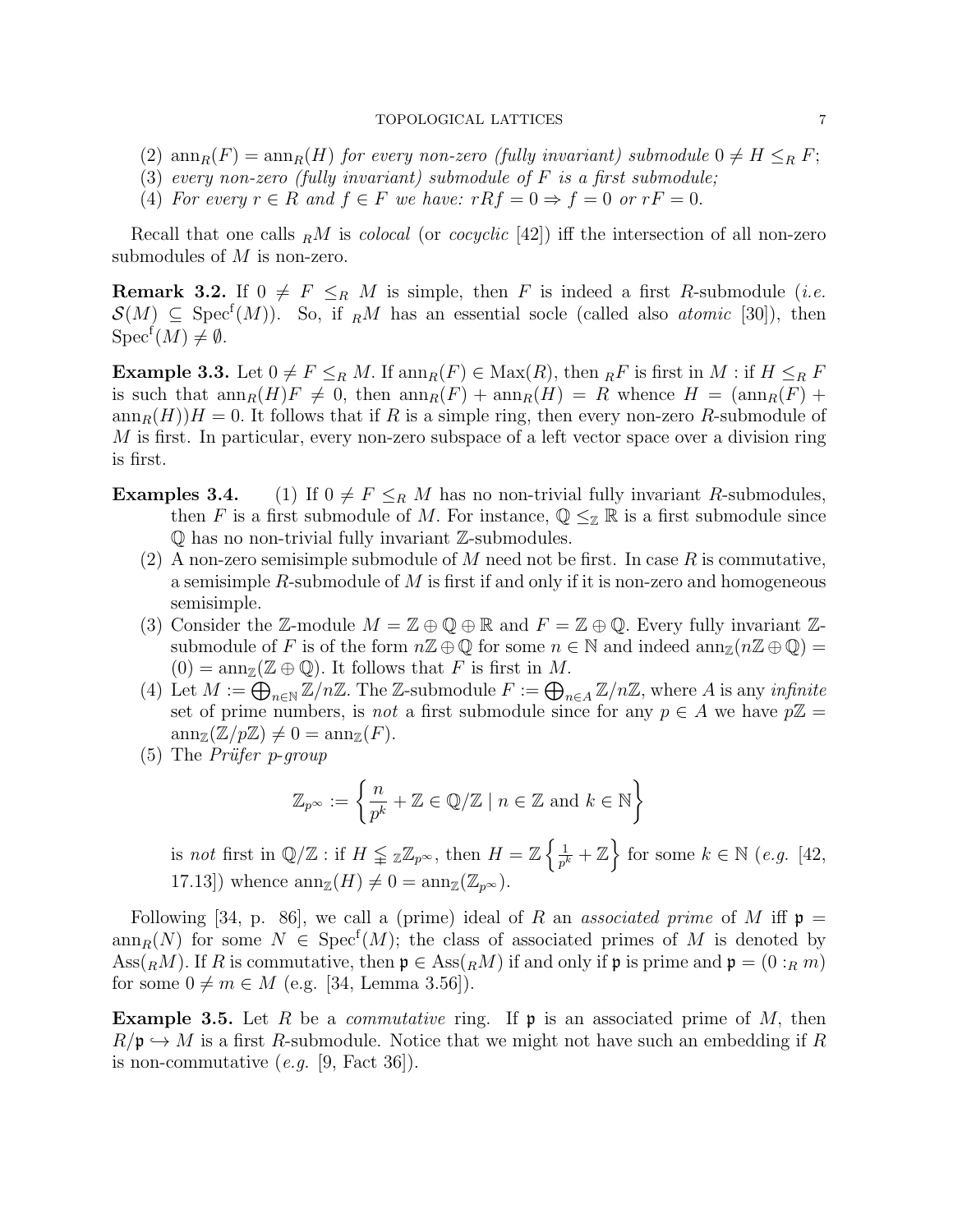(2) $\mathrm{ann}_R(F) = \mathrm{ann}_R(H)$ *for every non-zero (fully invariant) submodule* $0 \neq H \leq_R F$;

(3) *every non-zero (fully invariant) submodule of* $F$ *is a first submodule;*

(4) *For every* $r \in R$ *and* $f \in F$ *we have:* $rRf = 0 \Rightarrow f = 0$ *or* $rF = 0$.

Recall that one calls ${}_RM$ is *colocal* (or *cocyclic* [42]) iff the intersection of all non-zero submodules of $M$ is non-zero.

**Remark 3.2.** If $0 \neq F \leq_R M$ is simple, then $F$ is indeed a first $R$-submodule (*i.e.* $\mathcal{S}(M) \subseteq \mathrm{Spec}^{\mathrm{f}}(M)$). So, if ${}_RM$ has an essential socle (called also *atomic* [30]), then $\mathrm{Spec}^{\mathrm{f}}(M) \neq \emptyset$.

**Example 3.3.** Let $0 \neq F \leq_R M$. If $\mathrm{ann}_R(F) \in \mathrm{Max}(R)$, then ${}_RF$ is first in $M$ : if $H \leq_R F$ is such that $\mathrm{ann}_R(H)F \neq 0$, then $\mathrm{ann}_R(F) + \mathrm{ann}_R(H) = R$ whence $H = (\mathrm{ann}_R(F) + \mathrm{ann}_R(H))H = 0$. It follows that if $R$ is a simple ring, then every non-zero $R$-submodule of $M$ is first. In particular, every non-zero subspace of a left vector space over a division ring is first.

**Examples 3.4.** (1) If $0 \neq F \leq_R M$ has no non-trivial fully invariant $R$-submodules, then $F$ is a first submodule of $M$. For instance, $\mathbb{Q} \leq_{\mathbb{Z}} \mathbb{R}$ is a first submodule since $\mathbb{Q}$ has no non-trivial fully invariant $\mathbb{Z}$-submodules.

(2) A non-zero semisimple submodule of $M$ need not be first. In case $R$ is commutative, a semisimple $R$-submodule of $M$ is first if and only if it is non-zero and homogeneous semisimple.

(3) Consider the $\mathbb{Z}$-module $M = \mathbb{Z} \oplus \mathbb{Q} \oplus \mathbb{R}$ and $F = \mathbb{Z} \oplus \mathbb{Q}$. Every fully invariant $\mathbb{Z}$-submodule of $F$ is of the form $n\mathbb{Z} \oplus \mathbb{Q}$ for some $n \in \mathbb{N}$ and indeed $\mathrm{ann}_{\mathbb{Z}}(n\mathbb{Z} \oplus \mathbb{Q}) = (0) = \mathrm{ann}_{\mathbb{Z}}(\mathbb{Z} \oplus \mathbb{Q})$. It follows that $F$ is first in $M$.

(4) Let $M := \bigoplus_{n \in \mathbb{N}} \mathbb{Z}/n\mathbb{Z}$. The $\mathbb{Z}$-submodule $F := \bigoplus_{n \in A} \mathbb{Z}/n\mathbb{Z}$, where $A$ is any *infinite* set of prime numbers, is *not* a first submodule since for any $p \in A$ we have $p\mathbb{Z} = \mathrm{ann}_{\mathbb{Z}}(\mathbb{Z}/p\mathbb{Z}) \neq 0 = \mathrm{ann}_{\mathbb{Z}}(F)$.

(5) The *Prüfer* $p$*-group*

$$\mathbb{Z}_{p^\infty} := \left\{ \frac{n}{p^k} + \mathbb{Z} \in \mathbb{Q}/\mathbb{Z} \mid n \in \mathbb{Z} \text{ and } k \in \mathbb{N} \right\}$$

is *not* first in $\mathbb{Q}/\mathbb{Z}$ : if $H \lneqq {}_{\mathbb{Z}}\mathbb{Z}_{p^\infty}$, then $H = \mathbb{Z}\left\{\frac{1}{p^k} + \mathbb{Z}\right\}$ for some $k \in \mathbb{N}$ (*e.g.* [42, 17.13]) whence $\mathrm{ann}_{\mathbb{Z}}(H) \neq 0 = \mathrm{ann}_{\mathbb{Z}}(\mathbb{Z}_{p^\infty})$.

Following [34, p. 86], we call a (prime) ideal of $R$ an *associated prime* of $M$ iff $\mathfrak{p} = \mathrm{ann}_R(N)$ for some $N \in \mathrm{Spec}^{\mathrm{f}}(M)$; the class of associated primes of $M$ is denoted by $\mathrm{Ass}({}_RM)$. If $R$ is commutative, then $\mathfrak{p} \in \mathrm{Ass}({}_RM)$ if and only if $\mathfrak{p}$ is prime and $\mathfrak{p} = (0 :_R m)$ for some $0 \neq m \in M$ (e.g. [34, Lemma 3.56]).

**Example 3.5.** Let $R$ be a *commutative* ring. If $\mathfrak{p}$ is an associated prime of $M$, then $R/\mathfrak{p} \hookrightarrow M$ is a first $R$-submodule. Notice that we might not have such an embedding if $R$ is non-commutative (*e.g.* [9, Fact 36]).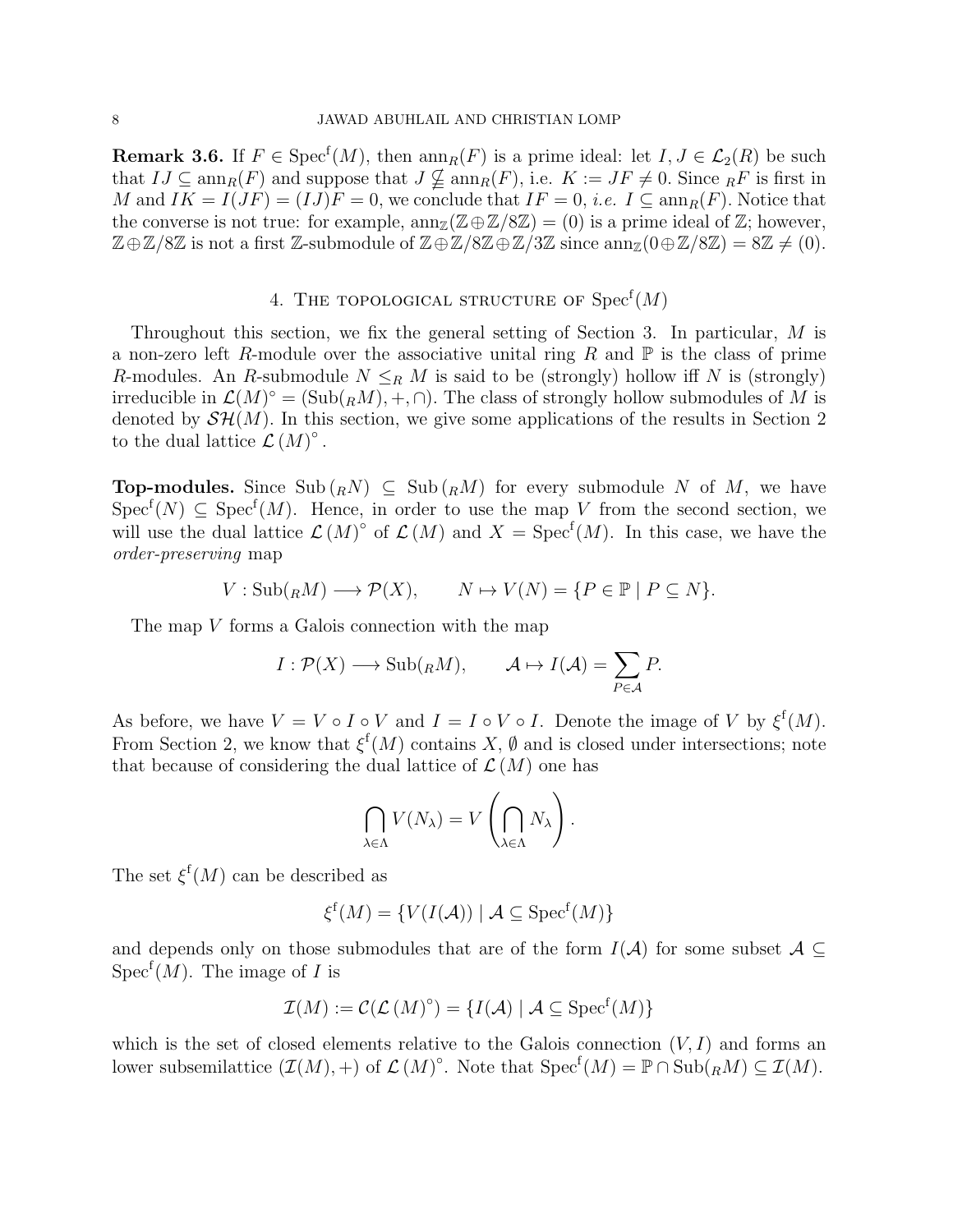**Remark 3.6.** If $F \in \mathrm{Spec}^{\mathrm{f}}(M)$, then $\mathrm{ann}_R(F)$ is a prime ideal: let $I, J \in \mathcal{L}_2(R)$ be such that $IJ \subseteq \mathrm{ann}_R(F)$ and suppose that $J \subsetneqq \mathrm{ann}_R(F)$, i.e. $K := JF \neq 0$. Since ${}_RF$ is first in $M$ and $IK = I(JF) = (IJ)F = 0$, we conclude that $IF = 0$, *i.e.* $I \subseteq \mathrm{ann}_R(F)$. Notice that the converse is not true: for example, $\mathrm{ann}_{\mathbb{Z}}(\mathbb{Z} \oplus \mathbb{Z}/8\mathbb{Z}) = (0)$ is a prime ideal of $\mathbb{Z}$; however, $\mathbb{Z} \oplus \mathbb{Z}/8\mathbb{Z}$ is not a first $\mathbb{Z}$-submodule of $\mathbb{Z} \oplus \mathbb{Z}/8\mathbb{Z} \oplus \mathbb{Z}/3\mathbb{Z}$ since $\mathrm{ann}_{\mathbb{Z}}(0 \oplus \mathbb{Z}/8\mathbb{Z}) = 8\mathbb{Z} \neq (0)$.

## 4. The topological structure of $\mathrm{Spec}^{\mathrm{f}}(M)$

Throughout this section, we fix the general setting of Section 3. In particular, $M$ is a non-zero left $R$-module over the associative unital ring $R$ and $\mathbb{P}$ is the class of prime $R$-modules. An $R$-submodule $N \leq_R M$ is said to be (strongly) hollow iff $N$ is (strongly) irreducible in $\mathcal{L}(M)^{\circ} = (\mathrm{Sub}({}_RM), +, \cap)$. The class of strongly hollow submodules of $M$ is denoted by $\mathcal{SH}(M)$. In this section, we give some applications of the results in Section 2 to the dual lattice $\mathcal{L}(M)^{\circ}$.

**Top-modules.** Since $\mathrm{Sub}({}_RN) \subseteq \mathrm{Sub}({}_RM)$ for every submodule $N$ of $M$, we have $\mathrm{Spec}^{\mathrm{f}}(N) \subseteq \mathrm{Spec}^{\mathrm{f}}(M)$. Hence, in order to use the map $V$ from the second section, we will use the dual lattice $\mathcal{L}(M)^{\circ}$ of $\mathcal{L}(M)$ and $X = \mathrm{Spec}^{\mathrm{f}}(M)$. In this case, we have the *order-preserving* map

$$V : \mathrm{Sub}({}_RM) \longrightarrow \mathcal{P}(X), \qquad N \mapsto V(N) = \{P \in \mathbb{P} \mid P \subseteq N\}.$$

The map $V$ forms a Galois connection with the map

$$I : \mathcal{P}(X) \longrightarrow \mathrm{Sub}({}_RM), \qquad \mathcal{A} \mapsto I(\mathcal{A}) = \sum_{P \in \mathcal{A}} P.$$

As before, we have $V = V \circ I \circ V$ and $I = I \circ V \circ I$. Denote the image of $V$ by $\xi^{\mathrm{f}}(M)$. From Section 2, we know that $\xi^{\mathrm{f}}(M)$ contains $X$, $\emptyset$ and is closed under intersections; note that because of considering the dual lattice of $\mathcal{L}(M)$ one has

$$\bigcap_{\lambda \in \Lambda} V(N_\lambda) = V\left(\bigcap_{\lambda \in \Lambda} N_\lambda\right).$$

The set $\xi^{\mathrm{f}}(M)$ can be described as

$$\xi^{\mathrm{f}}(M) = \{V(I(\mathcal{A})) \mid \mathcal{A} \subseteq \mathrm{Spec}^{\mathrm{f}}(M)\}$$

and depends only on those submodules that are of the form $I(\mathcal{A})$ for some subset $\mathcal{A} \subseteq \mathrm{Spec}^{\mathrm{f}}(M)$. The image of $I$ is

$$\mathcal{I}(M) := \mathcal{C}(\mathcal{L}(M)^{\circ}) = \{I(\mathcal{A}) \mid \mathcal{A} \subseteq \mathrm{Spec}^{\mathrm{f}}(M)\}$$

which is the set of closed elements relative to the Galois connection $(V, I)$ and forms an lower subsemilattice $(\mathcal{I}(M), +)$ of $\mathcal{L}(M)^{\circ}$. Note that $\mathrm{Spec}^{\mathrm{f}}(M) = \mathbb{P} \cap \mathrm{Sub}({}_RM) \subseteq \mathcal{I}(M)$.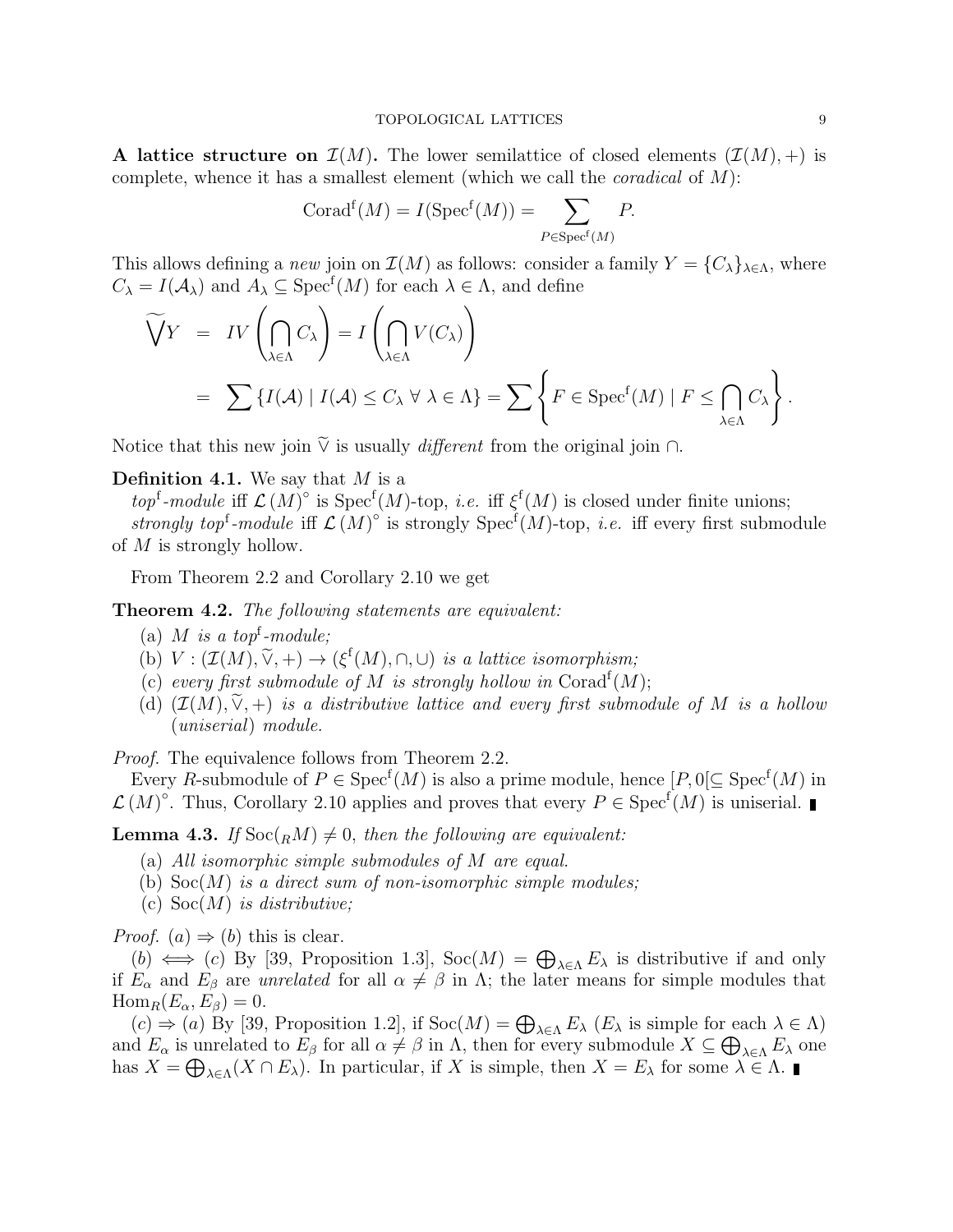**A lattice structure on $\mathcal{I}(M)$.** The lower semilattice of closed elements $(\mathcal{I}(M), +)$ is complete, whence it has a smallest element (which we call the *coradical* of $M$):

$$\mathrm{Corad}^{\mathrm{f}}(M) = I(\mathrm{Spec}^{\mathrm{f}}(M)) = \sum_{P \in \mathrm{Spec}^{\mathrm{f}}(M)} P.$$

This allows defining a *new* join on $\mathcal{I}(M)$ as follows: consider a family $Y = \{C_\lambda\}_{\lambda\in\Lambda}$, where $C_\lambda = I(\mathcal{A}_\lambda)$ and $A_\lambda \subseteq \mathrm{Spec}^{\mathrm{f}}(M)$ for each $\lambda \in \Lambda$, and define

$$\begin{aligned}
\widetilde{\bigvee} Y &= IV\left(\bigcap_{\lambda\in\Lambda} C_\lambda\right) = I\left(\bigcap_{\lambda\in\Lambda} V(C_\lambda)\right) \\
&= \sum \{I(\mathcal{A}) \mid I(\mathcal{A}) \leq C_\lambda \ \forall\ \lambda \in \Lambda\} = \sum \left\{F \in \mathrm{Spec}^{\mathrm{f}}(M) \mid F \leq \bigcap_{\lambda\in\Lambda} C_\lambda\right\}.
\end{aligned}$$

Notice that this new join $\widetilde{\vee}$ is usually *different* from the original join $\cap$.

**Definition 4.1.** We say that $M$ is a

*top*$^{\mathrm{f}}$*-module* iff $\mathcal{L}(M)^{\circ}$ is $\mathrm{Spec}^{\mathrm{f}}(M)$-top, *i.e.* iff $\xi^{\mathrm{f}}(M)$ is closed under finite unions;

*strongly top*$^{\mathrm{f}}$*-module* iff $\mathcal{L}(M)^{\circ}$ is strongly $\mathrm{Spec}^{\mathrm{f}}(M)$-top, *i.e.* iff every first submodule of $M$ is strongly hollow.

From Theorem 2.2 and Corollary 2.10 we get

**Theorem 4.2.** *The following statements are equivalent:*

(a) *$M$ is a top$^{\mathrm{f}}$-module;*

(b) *$V : (\mathcal{I}(M), \widetilde{\vee}, +) \to (\xi^{\mathrm{f}}(M), \cap, \cup)$ is a lattice isomorphism;*

(c) *every first submodule of $M$ is strongly hollow in $\mathrm{Corad}^{\mathrm{f}}(M)$;*

(d) *$(\mathcal{I}(M), \widetilde{\vee}, +)$ is a distributive lattice and every first submodule of $M$ is a hollow (uniserial) module.*

*Proof.* The equivalence follows from Theorem 2.2.

Every $R$-submodule of $P \in \mathrm{Spec}^{\mathrm{f}}(M)$ is also a prime module, hence $[P, 0[ \subseteq \mathrm{Spec}^{\mathrm{f}}(M)$ in $\mathcal{L}(M)^{\circ}$. Thus, Corollary 2.10 applies and proves that every $P \in \mathrm{Spec}^{\mathrm{f}}(M)$ is uniserial. ∎

**Lemma 4.3.** *If $\mathrm{Soc}({}_RM) \neq 0$, then the following are equivalent:*

(a) *All isomorphic simple submodules of $M$ are equal.*

(b) *$\mathrm{Soc}(M)$ is a direct sum of non-isomorphic simple modules;*

(c) *$\mathrm{Soc}(M)$ is distributive;*

*Proof.* $(a) \Rightarrow (b)$ this is clear.

$(b) \Longleftrightarrow (c)$ By [39, Proposition 1.3], $\mathrm{Soc}(M) = \bigoplus_{\lambda\in\Lambda} E_\lambda$ is distributive if and only if $E_\alpha$ and $E_\beta$ are *unrelated* for all $\alpha \neq \beta$ in $\Lambda$; the later means for simple modules that $\mathrm{Hom}_R(E_\alpha, E_\beta) = 0$.

$(c) \Rightarrow (a)$ By [39, Proposition 1.2], if $\mathrm{Soc}(M) = \bigoplus_{\lambda\in\Lambda} E_\lambda$ ($E_\lambda$ is simple for each $\lambda \in \Lambda$) and $E_\alpha$ is unrelated to $E_\beta$ for all $\alpha \neq \beta$ in $\Lambda$, then for every submodule $X \subseteq \bigoplus_{\lambda\in\Lambda} E_\lambda$ one has $X = \bigoplus_{\lambda\in\Lambda}(X \cap E_\lambda)$. In particular, if $X$ is simple, then $X = E_\lambda$ for some $\lambda \in \Lambda$. ∎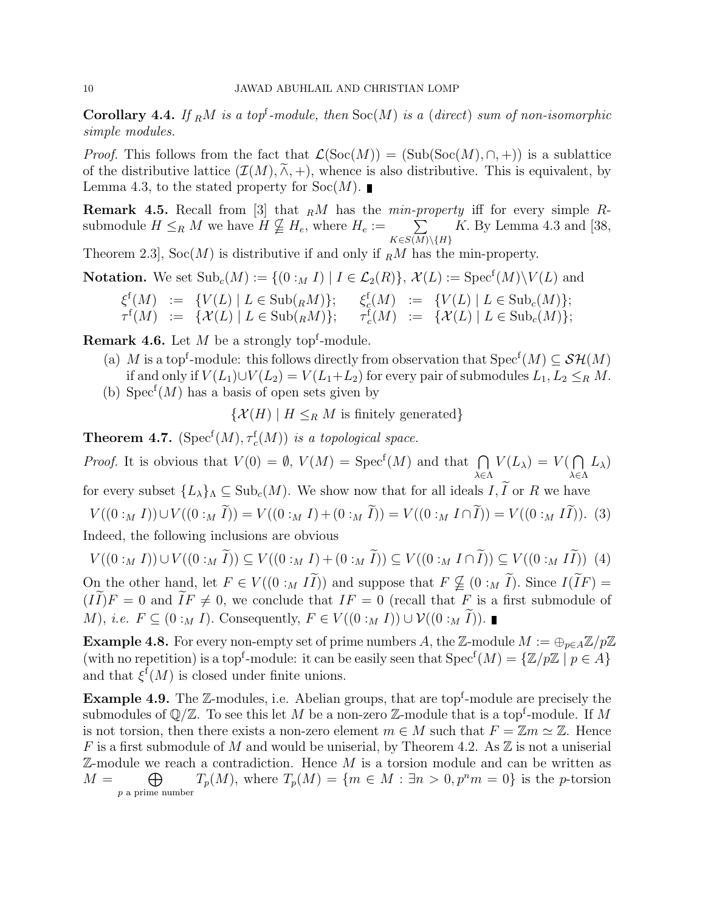**Corollary 4.4.** *If ${}_RM$ is a top$^{\rm f}$-module, then* $\mathrm{Soc}(M)$ *is a (direct) sum of non-isomorphic simple modules.*

*Proof.* This follows from the fact that $\mathcal{L}(\mathrm{Soc}(M)) = (\mathrm{Sub}(\mathrm{Soc}(M), \cap, +))$ is a sublattice of the distributive lattice $(\mathcal{I}(M), \widetilde{\wedge}, +)$, whence is also distributive. This is equivalent, by Lemma 4.3, to the stated property for $\mathrm{Soc}(M)$. ∎

**Remark 4.5.** Recall from [3] that ${}_RM$ has the *min-property* iff for every simple $R$-submodule $H \leq_R M$ we have $H \nsubseteq H_e$, where $H_e := \sum_{K \in S(M)\setminus\{H\}} K$. By Lemma 4.3 and [38, Theorem 2.3], $\mathrm{Soc}(M)$ is distributive if and only if ${}_RM$ has the min-property.

**Notation.** We set $\mathrm{Sub}_c(M) := \{(0 :_M I) \mid I \in \mathcal{L}_2(R)\}$, $\mathcal{X}(L) := \mathrm{Spec}^{\rm f}(M)\backslash V(L)$ and

$$
\begin{array}{llllll}
\xi^{\rm f}(M) & := & \{V(L) \mid L \in \mathrm{Sub}({}_RM)\}; & \xi^{\rm f}_c(M) & := & \{V(L) \mid L \in \mathrm{Sub}_c(M)\}; \\
\tau^{\rm f}(M) & := & \{\mathcal{X}(L) \mid L \in \mathrm{Sub}({}_RM)\}; & \tau^{\rm f}_c(M) & := & \{\mathcal{X}(L) \mid L \in \mathrm{Sub}_c(M)\};
\end{array}
$$

**Remark 4.6.** Let $M$ be a strongly top$^{\rm f}$-module.

(a) $M$ is a top$^{\rm f}$-module: this follows directly from observation that $\mathrm{Spec}^{\rm f}(M) \subseteq \mathcal{SH}(M)$ if and only if $V(L_1) \cup V(L_2) = V(L_1 + L_2)$ for every pair of submodules $L_1, L_2 \leq_R M$.

(b) $\mathrm{Spec}^{\rm f}(M)$ has a basis of open sets given by

$$\{\mathcal{X}(H) \mid H \leq_R M \text{ is finitely generated}\}$$

**Theorem 4.7.** $(\mathrm{Spec}^{\rm f}(M), \tau^{\rm f}_c(M))$ *is a topological space.*

*Proof.* It is obvious that $V(0) = \emptyset$, $V(M) = \mathrm{Spec}^{\rm f}(M)$ and that $\bigcap_{\lambda\in\Lambda} V(L_\lambda) = V(\bigcap_{\lambda\in\Lambda} L_\lambda)$ for every subset $\{L_\lambda\}_\Lambda \subseteq \mathrm{Sub}_c(M)$. We show now that for all ideals $I, \widetilde{I}$ or $R$ we have

$$V((0 :_M I)) \cup V((0 :_M \widetilde{I})) = V((0 :_M I) + (0 :_M \widetilde{I})) = V((0 :_M I \cap \widetilde{I})) = V((0 :_M I\widetilde{I})). \quad (3)$$

Indeed, the following inclusions are obvious

$$V((0 :_M I)) \cup V((0 :_M \widetilde{I})) \subseteq V((0 :_M I) + (0 :_M \widetilde{I})) \subseteq V((0 :_M I \cap \widetilde{I})) \subseteq V((0 :_M I\widetilde{I})) \quad (4)$$

On the other hand, let $F \in V((0 :_M I\widetilde{I}))$ and suppose that $F \nsubseteq (0 :_M \widetilde{I})$. Since $I(\widetilde{I}F) = (I\widetilde{I})F = 0$ and $\widetilde{I}F \neq 0$, we conclude that $IF = 0$ (recall that $F$ is a first submodule of $M$), *i.e.* $F \subseteq (0 :_M I)$. Consequently, $F \in V((0 :_M I)) \cup \mathcal{V}((0 :_M \widetilde{I}))$. ∎

**Example 4.8.** For every non-empty set of prime numbers $A$, the $\mathbb{Z}$-module $M := \oplus_{p\in A}\mathbb{Z}/p\mathbb{Z}$ (with no repetition) is a top$^{\rm f}$-module: it can be easily seen that $\mathrm{Spec}^{\rm f}(M) = \{\mathbb{Z}/p\mathbb{Z} \mid p \in A\}$ and that $\xi^{\rm f}(M)$ is closed under finite unions.

**Example 4.9.** The $\mathbb{Z}$-modules, i.e. Abelian groups, that are top$^{\rm f}$-module are precisely the submodules of $\mathbb{Q}/\mathbb{Z}$. To see this let $M$ be a non-zero $\mathbb{Z}$-module that is a top$^{\rm f}$-module. If $M$ is not torsion, then there exists a non-zero element $m \in M$ such that $F = \mathbb{Z}m \simeq \mathbb{Z}$. Hence $F$ is a first submodule of $M$ and would be uniserial, by Theorem 4.2. As $\mathbb{Z}$ is not a uniserial $\mathbb{Z}$-module we reach a contradiction. Hence $M$ is a torsion module and can be written as $M = \bigoplus_{p \text{ a prime number}} T_p(M)$, where $T_p(M) = \{m \in M : \exists n > 0, p^n m = 0\}$ is the $p$-torsion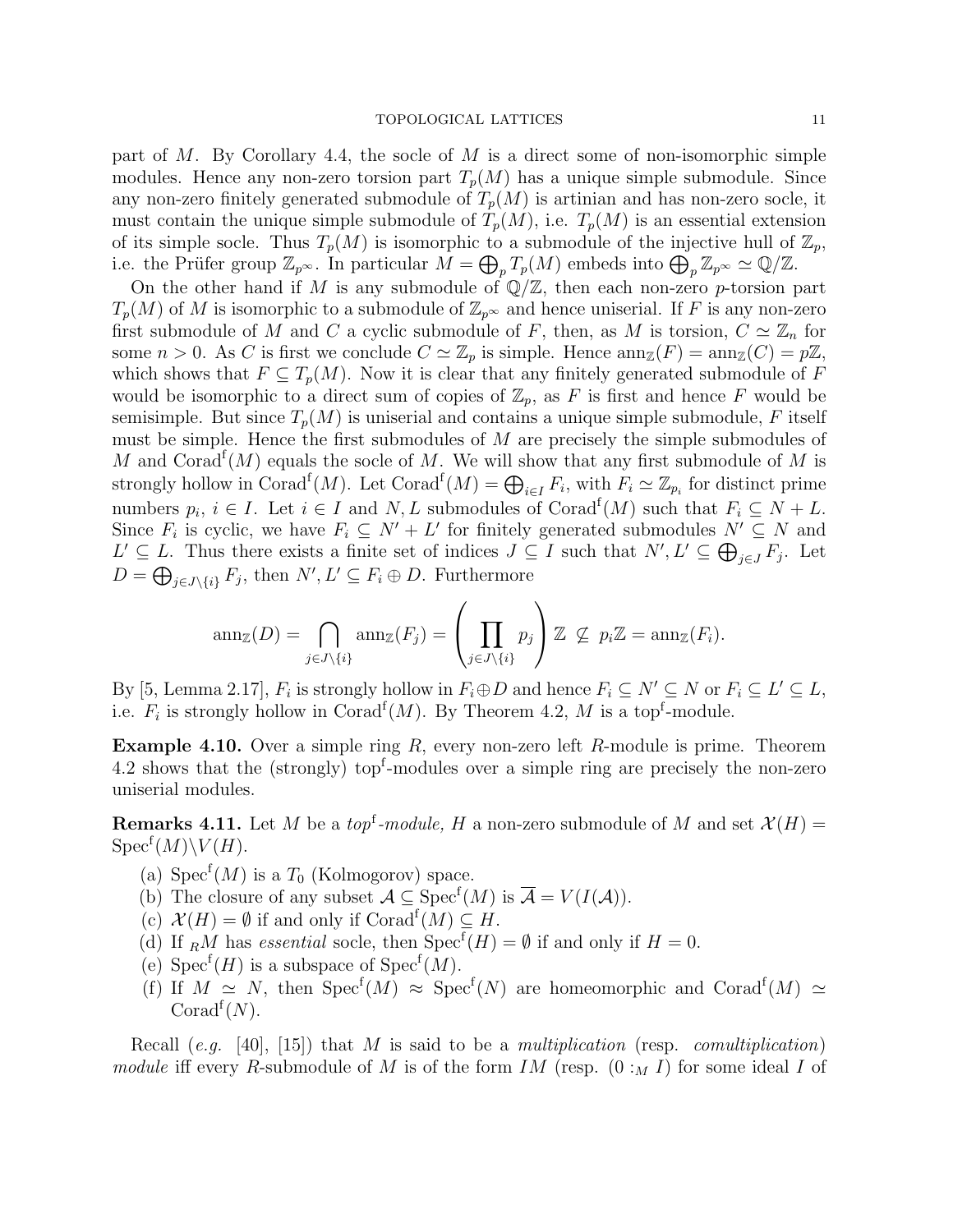part of $M$. By Corollary 4.4, the socle of $M$ is a direct some of non-isomorphic simple modules. Hence any non-zero torsion part $T_p(M)$ has a unique simple submodule. Since any non-zero finitely generated submodule of $T_p(M)$ is artinian and has non-zero socle, it must contain the unique simple submodule of $T_p(M)$, i.e. $T_p(M)$ is an essential extension of its simple socle. Thus $T_p(M)$ is isomorphic to a submodule of the injective hull of $\mathbb{Z}_p$, i.e. the Prüfer group $\mathbb{Z}_{p^\infty}$. In particular $M = \bigoplus_p T_p(M)$ embeds into $\bigoplus_p \mathbb{Z}_{p^\infty} \simeq \mathbb{Q}/\mathbb{Z}$.

On the other hand if $M$ is any submodule of $\mathbb{Q}/\mathbb{Z}$, then each non-zero $p$-torsion part $T_p(M)$ of $M$ is isomorphic to a submodule of $\mathbb{Z}_{p^\infty}$ and hence uniserial. If $F$ is any non-zero first submodule of $M$ and $C$ a cyclic submodule of $F$, then, as $M$ is torsion, $C \simeq \mathbb{Z}_n$ for some $n > 0$. As $C$ is first we conclude $C \simeq \mathbb{Z}_p$ is simple. Hence $\operatorname{ann}_{\mathbb{Z}}(F) = \operatorname{ann}_{\mathbb{Z}}(C) = p\mathbb{Z}$, which shows that $F \subseteq T_p(M)$. Now it is clear that any finitely generated submodule of $F$ would be isomorphic to a direct sum of copies of $\mathbb{Z}_p$, as $F$ is first and hence $F$ would be semisimple. But since $T_p(M)$ is uniserial and contains a unique simple submodule, $F$ itself must be simple. Hence the first submodules of $M$ are precisely the simple submodules of $M$ and $\operatorname{Corad}^{\mathrm{f}}(M)$ equals the socle of $M$. We will show that any first submodule of $M$ is strongly hollow in $\operatorname{Corad}^{\mathrm{f}}(M)$. Let $\operatorname{Corad}^{\mathrm{f}}(M) = \bigoplus_{i\in I} F_i$, with $F_i \simeq \mathbb{Z}_{p_i}$ for distinct prime numbers $p_i$, $i \in I$. Let $i \in I$ and $N, L$ submodules of $\operatorname{Corad}^{\mathrm{f}}(M)$ such that $F_i \subseteq N + L$. Since $F_i$ is cyclic, we have $F_i \subseteq N' + L'$ for finitely generated submodules $N' \subseteq N$ and $L' \subseteq L$. Thus there exists a finite set of indices $J \subseteq I$ such that $N', L' \subseteq \bigoplus_{j\in J} F_j$. Let $D = \bigoplus_{j \in J\setminus\{i\}} F_j$, then $N', L' \subseteq F_i \oplus D$. Furthermore

$$\operatorname{ann}_{\mathbb{Z}}(D) = \bigcap_{j\in J\setminus\{i\}} \operatorname{ann}_{\mathbb{Z}}(F_j) = \left(\prod_{j\in J\setminus\{i\}} p_j\right)\mathbb{Z} \not\subseteq p_i\mathbb{Z} = \operatorname{ann}_{\mathbb{Z}}(F_i).$$

By [5, Lemma 2.17], $F_i$ is strongly hollow in $F_i \oplus D$ and hence $F_i \subseteq N' \subseteq N$ or $F_i \subseteq L' \subseteq L$, i.e. $F_i$ is strongly hollow in $\operatorname{Corad}^{\mathrm{f}}(M)$. By Theorem 4.2, $M$ is a top$^{\mathrm{f}}$-module.

**Example 4.10.** Over a simple ring $R$, every non-zero left $R$-module is prime. Theorem 4.2 shows that the (strongly) top$^{\mathrm{f}}$-modules over a simple ring are precisely the non-zero uniserial modules.

**Remarks 4.11.** Let $M$ be a *top*$^{\mathrm{f}}$*-module,* $H$ a non-zero submodule of $M$ and set $\mathcal{X}(H) = \operatorname{Spec}^{\mathrm{f}}(M)\backslash V(H)$.

(a) $\operatorname{Spec}^{\mathrm{f}}(M)$ is a $T_0$ (Kolmogorov) space.
(b) The closure of any subset $\mathcal{A} \subseteq \operatorname{Spec}^{\mathrm{f}}(M)$ is $\overline{\mathcal{A}} = V(I(\mathcal{A}))$.
(c) $\mathcal{X}(H) = \emptyset$ if and only if $\operatorname{Corad}^{\mathrm{f}}(M) \subseteq H$.
(d) If ${}_RM$ has *essential* socle, then $\operatorname{Spec}^{\mathrm{f}}(H) = \emptyset$ if and only if $H = 0$.
(e) $\operatorname{Spec}^{\mathrm{f}}(H)$ is a subspace of $\operatorname{Spec}^{\mathrm{f}}(M)$.
(f) If $M \simeq N$, then $\operatorname{Spec}^{\mathrm{f}}(M) \approx \operatorname{Spec}^{\mathrm{f}}(N)$ are homeomorphic and $\operatorname{Corad}^{\mathrm{f}}(M) \simeq \operatorname{Corad}^{\mathrm{f}}(N)$.

Recall (*e.g.* [40], [15]) that $M$ is said to be a *multiplication* (resp. *comultiplication*) *module* iff every $R$-submodule of $M$ is of the form $IM$ (resp. $(0 :_M I)$ for some ideal $I$ of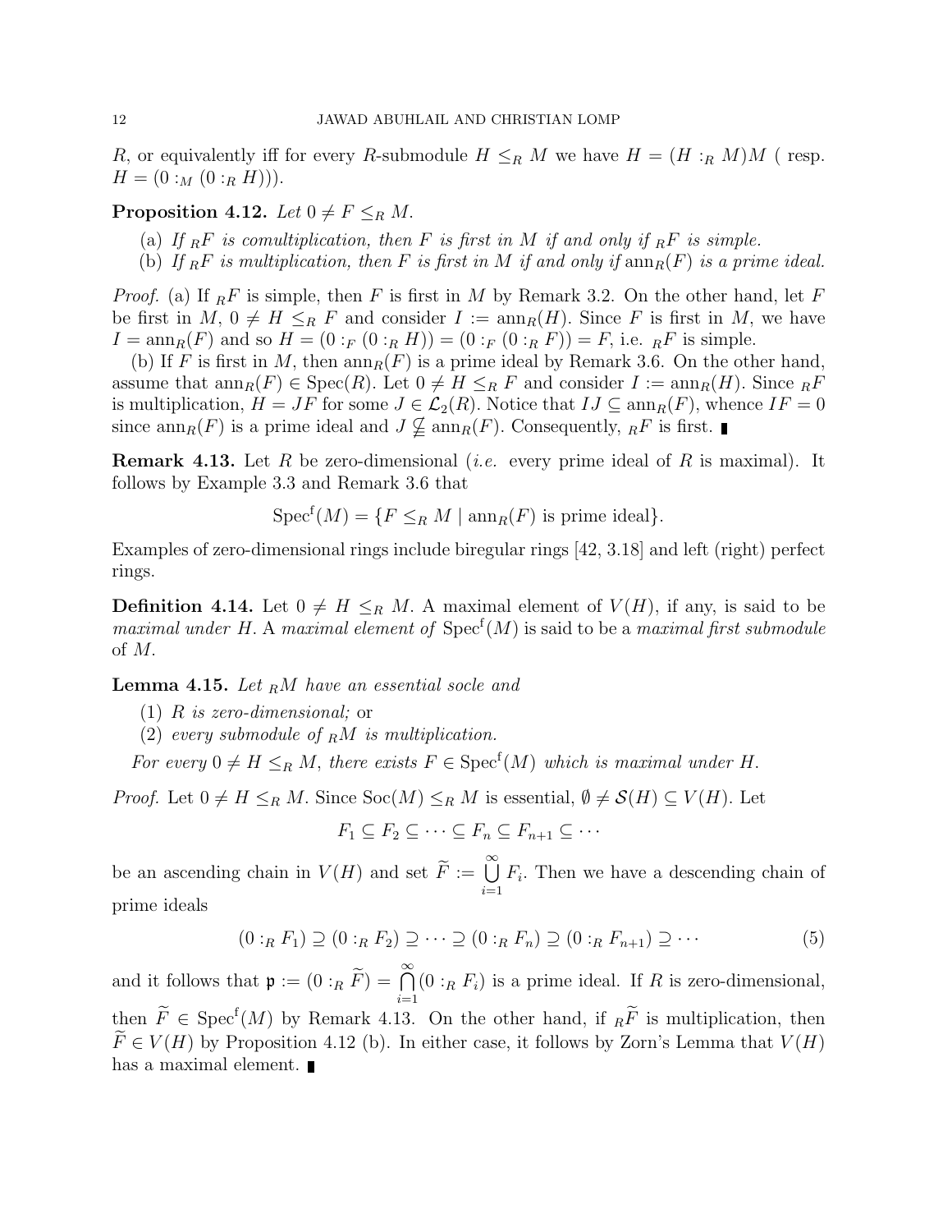$R$, or equivalently iff for every $R$-submodule $H \leq_R M$ we have $H = (H :_R M)M$ ( resp. $H = (0 :_M (0 :_R H))$).

**Proposition 4.12.** *Let $0 \neq F \leq_R M$.*

- (a) *If ${}_RF$ is comultiplication, then $F$ is first in $M$ if and only if ${}_RF$ is simple.*
- (b) *If ${}_RF$ is multiplication, then $F$ is first in $M$ if and only if $\mathrm{ann}_R(F)$ is a prime ideal.*

*Proof.* (a) If ${}_RF$ is simple, then $F$ is first in $M$ by Remark 3.2. On the other hand, let $F$ be first in $M$, $0 \neq H \leq_R F$ and consider $I := \mathrm{ann}_R(H)$. Since $F$ is first in $M$, we have $I = \mathrm{ann}_R(F)$ and so $H = (0 :_F (0 :_R H)) = (0 :_F (0 :_R F)) = F$, i.e. ${}_RF$ is simple.

(b) If $F$ is first in $M$, then $\mathrm{ann}_R(F)$ is a prime ideal by Remark 3.6. On the other hand, assume that $\mathrm{ann}_R(F) \in \mathrm{Spec}(R)$. Let $0 \neq H \leq_R F$ and consider $I := \mathrm{ann}_R(H)$. Since ${}_RF$ is multiplication, $H = JF$ for some $J \in \mathcal{L}_2(R)$. Notice that $IJ \subseteq \mathrm{ann}_R(F)$, whence $IF = 0$ since $\mathrm{ann}_R(F)$ is a prime ideal and $J \subsetneqq \mathrm{ann}_R(F)$. Consequently, ${}_RF$ is first. ∎

**Remark 4.13.** Let $R$ be zero-dimensional (*i.e.* every prime ideal of $R$ is maximal). It follows by Example 3.3 and Remark 3.6 that

$$\mathrm{Spec}^{\mathrm{f}}(M) = \{F \leq_R M \mid \mathrm{ann}_R(F) \text{ is prime ideal}\}.$$

Examples of zero-dimensional rings include biregular rings [42, 3.18] and left (right) perfect rings.

**Definition 4.14.** Let $0 \neq H \leq_R M$. A maximal element of $V(H)$, if any, is said to be *maximal under $H$*. A *maximal element of* $\mathrm{Spec}^{\mathrm{f}}(M)$ is said to be a *maximal first submodule* of $M$.

**Lemma 4.15.** *Let ${}_RM$ have an essential socle and*

- (1) *$R$ is zero-dimensional;* or
- (2) *every submodule of ${}_RM$ is multiplication.*

*For every $0 \neq H \leq_R M$, there exists $F \in \mathrm{Spec}^{\mathrm{f}}(M)$ which is maximal under $H$.*

*Proof.* Let $0 \neq H \leq_R M$. Since $\mathrm{Soc}(M) \leq_R M$ is essential, $\emptyset \neq \mathcal{S}(H) \subseteq V(H)$. Let

$$F_1 \subseteq F_2 \subseteq \cdots \subseteq F_n \subseteq F_{n+1} \subseteq \cdots$$

be an ascending chain in $V(H)$ and set $\widetilde{F} := \bigcup_{i=1}^{\infty} F_i$. Then we have a descending chain of prime ideals

$$(0 :_R F_1) \supseteq (0 :_R F_2) \supseteq \cdots \supseteq (0 :_R F_n) \supseteq (0 :_R F_{n+1}) \supseteq \cdots \tag{5}$$

and it follows that $\mathfrak{p} := (0 :_R \widetilde{F}) = \bigcap_{i=1}^{\infty}(0 :_R F_i)$ is a prime ideal. If $R$ is zero-dimensional, then $\widetilde{F} \in \mathrm{Spec}^{\mathrm{f}}(M)$ by Remark 4.13. On the other hand, if ${}_R\widetilde{F}$ is multiplication, then $\widetilde{F} \in V(H)$ by Proposition 4.12 (b). In either case, it follows by Zorn's Lemma that $V(H)$ has a maximal element. ∎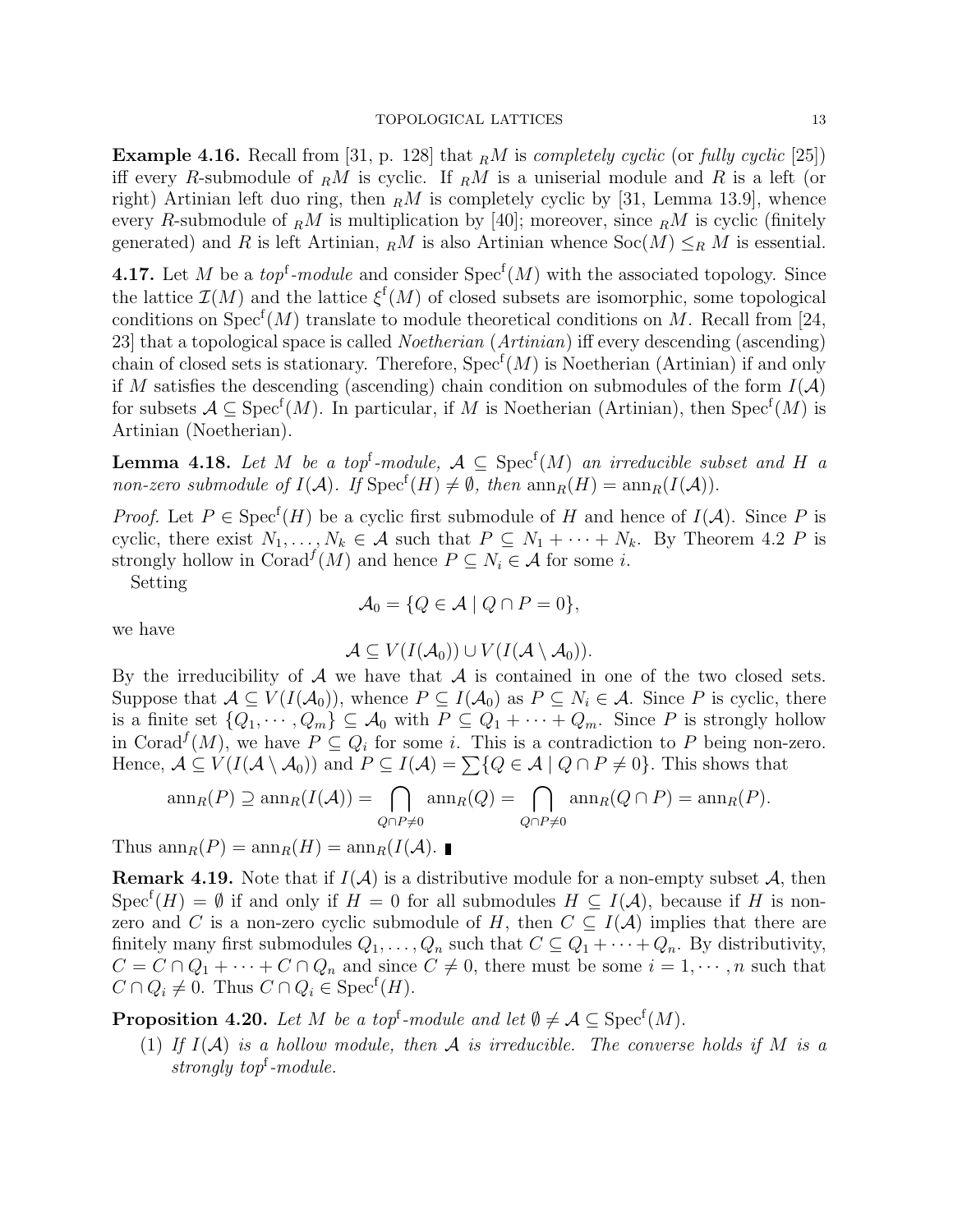**Example 4.16.** Recall from [31, p. 128] that ${}_RM$ is *completely cyclic* (or *fully cyclic* [25]) iff every $R$-submodule of ${}_RM$ is cyclic. If ${}_RM$ is a uniserial module and $R$ is a left (or right) Artinian left duo ring, then ${}_RM$ is completely cyclic by [31, Lemma 13.9], whence every $R$-submodule of ${}_RM$ is multiplication by [40]; moreover, since ${}_RM$ is cyclic (finitely generated) and $R$ is left Artinian, ${}_RM$ is also Artinian whence $\mathrm{Soc}(M) \leq_R M$ is essential.

**4.17.** Let $M$ be a *top*$^{\mathrm{f}}$*-module* and consider $\mathrm{Spec}^{\mathrm{f}}(M)$ with the associated topology. Since the lattice $\mathcal{I}(M)$ and the lattice $\xi^{\mathrm{f}}(M)$ of closed subsets are isomorphic, some topological conditions on $\mathrm{Spec}^{\mathrm{f}}(M)$ translate to module theoretical conditions on $M$. Recall from [24, 23] that a topological space is called *Noetherian* (*Artinian*) iff every descending (ascending) chain of closed sets is stationary. Therefore, $\mathrm{Spec}^{\mathrm{f}}(M)$ is Noetherian (Artinian) if and only if $M$ satisfies the descending (ascending) chain condition on submodules of the form $I(\mathcal{A})$ for subsets $\mathcal{A} \subseteq \mathrm{Spec}^{\mathrm{f}}(M)$. In particular, if $M$ is Noetherian (Artinian), then $\mathrm{Spec}^{\mathrm{f}}(M)$ is Artinian (Noetherian).

**Lemma 4.18.** *Let $M$ be a top$^{\mathrm{f}}$-module, $\mathcal{A} \subseteq \mathrm{Spec}^{\mathrm{f}}(M)$ an irreducible subset and $H$ a non-zero submodule of $I(\mathcal{A})$. If $\mathrm{Spec}^{\mathrm{f}}(H) \neq \emptyset$, then $\mathrm{ann}_R(H) = \mathrm{ann}_R(I(\mathcal{A}))$.*

*Proof.* Let $P \in \mathrm{Spec}^{\mathrm{f}}(H)$ be a cyclic first submodule of $H$ and hence of $I(\mathcal{A})$. Since $P$ is cyclic, there exist $N_1, \ldots, N_k \in \mathcal{A}$ such that $P \subseteq N_1 + \cdots + N_k$. By Theorem 4.2 $P$ is strongly hollow in $\mathrm{Corad}^f(M)$ and hence $P \subseteq N_i \in \mathcal{A}$ for some $i$.

Setting

$$\mathcal{A}_0 = \{Q \in \mathcal{A} \mid Q \cap P = 0\},$$

we have

$$\mathcal{A} \subseteq V(I(\mathcal{A}_0)) \cup V(I(\mathcal{A} \setminus \mathcal{A}_0)).$$

By the irreducibility of $\mathcal{A}$ we have that $\mathcal{A}$ is contained in one of the two closed sets. Suppose that $\mathcal{A} \subseteq V(I(\mathcal{A}_0))$, whence $P \subseteq I(\mathcal{A}_0)$ as $P \subseteq N_i \in \mathcal{A}$. Since $P$ is cyclic, there is a finite set $\{Q_1, \cdots, Q_m\} \subseteq \mathcal{A}_0$ with $P \subseteq Q_1 + \cdots + Q_m$. Since $P$ is strongly hollow in $\mathrm{Corad}^f(M)$, we have $P \subseteq Q_i$ for some $i$. This is a contradiction to $P$ being non-zero. Hence, $\mathcal{A} \subseteq V(I(\mathcal{A} \setminus \mathcal{A}_0))$ and $P \subseteq I(\mathcal{A}) = \sum\{Q \in \mathcal{A} \mid Q \cap P \neq 0\}$. This shows that

$$\mathrm{ann}_R(P) \supseteq \mathrm{ann}_R(I(\mathcal{A})) = \bigcap_{Q \cap P \neq 0} \mathrm{ann}_R(Q) = \bigcap_{Q \cap P \neq 0} \mathrm{ann}_R(Q \cap P) = \mathrm{ann}_R(P).$$

Thus $\mathrm{ann}_R(P) = \mathrm{ann}_R(H) = \mathrm{ann}_R(I(\mathcal{A})$. ∎

**Remark 4.19.** Note that if $I(\mathcal{A})$ is a distributive module for a non-empty subset $\mathcal{A}$, then $\mathrm{Spec}^{\mathrm{f}}(H) = \emptyset$ if and only if $H = 0$ for all submodules $H \subseteq I(\mathcal{A})$, because if $H$ is non-zero and $C$ is a non-zero cyclic submodule of $H$, then $C \subseteq I(\mathcal{A})$ implies that there are finitely many first submodules $Q_1, \ldots, Q_n$ such that $C \subseteq Q_1 + \cdots + Q_n$. By distributivity, $C = C \cap Q_1 + \cdots + C \cap Q_n$ and since $C \neq 0$, there must be some $i = 1, \cdots, n$ such that $C \cap Q_i \neq 0$. Thus $C \cap Q_i \in \mathrm{Spec}^{\mathrm{f}}(H)$.

**Proposition 4.20.** *Let $M$ be a top$^{\mathrm{f}}$-module and let $\emptyset \neq \mathcal{A} \subseteq \mathrm{Spec}^{\mathrm{f}}(M)$.*

1. *If $I(\mathcal{A})$ is a hollow module, then $\mathcal{A}$ is irreducible. The converse holds if $M$ is a strongly top$^{\mathrm{f}}$-module.*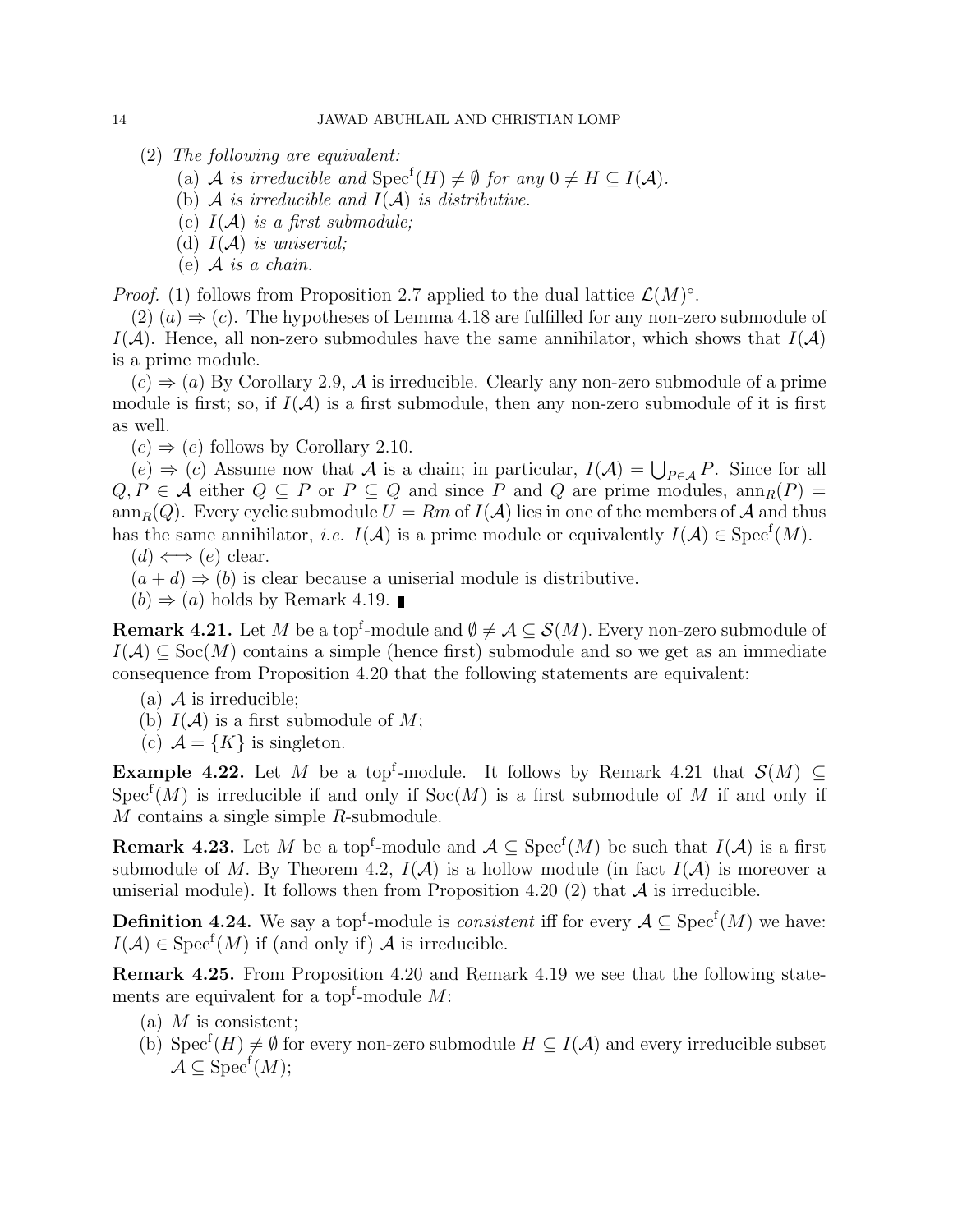(2) *The following are equivalent:*
   (a) $\mathcal{A}$ *is irreducible and* $\mathrm{Spec}^{\mathrm{f}}(H) \neq \emptyset$ *for any* $0 \neq H \subseteq I(\mathcal{A})$.
   (b) $\mathcal{A}$ *is irreducible and* $I(\mathcal{A})$ *is distributive.*
   (c) $I(\mathcal{A})$ *is a first submodule;*
   (d) $I(\mathcal{A})$ *is uniserial;*
   (e) $\mathcal{A}$ *is a chain.*

*Proof.* (1) follows from Proposition 2.7 applied to the dual lattice $\mathcal{L}(M)^{\circ}$.

(2) $(a) \Rightarrow (c)$. The hypotheses of Lemma 4.18 are fulfilled for any non-zero submodule of $I(\mathcal{A})$. Hence, all non-zero submodules have the same annihilator, which shows that $I(\mathcal{A})$ is a prime module.

$(c) \Rightarrow (a)$ By Corollary 2.9, $\mathcal{A}$ is irreducible. Clearly any non-zero submodule of a prime module is first; so, if $I(\mathcal{A})$ is a first submodule, then any non-zero submodule of it is first as well.

$(c) \Rightarrow (e)$ follows by Corollary 2.10.

$(e) \Rightarrow (c)$ Assume now that $\mathcal{A}$ is a chain; in particular, $I(\mathcal{A}) = \bigcup_{P \in \mathcal{A}} P$. Since for all $Q, P \in \mathcal{A}$ either $Q \subseteq P$ or $P \subseteq Q$ and since $P$ and $Q$ are prime modules, $\mathrm{ann}_R(P) = \mathrm{ann}_R(Q)$. Every cyclic submodule $U = Rm$ of $I(\mathcal{A})$ lies in one of the members of $\mathcal{A}$ and thus has the same annihilator, *i.e.* $I(\mathcal{A})$ is a prime module or equivalently $I(\mathcal{A}) \in \mathrm{Spec}^{\mathrm{f}}(M)$.

$(d) \Longleftrightarrow (e)$ clear.

$(a + d) \Rightarrow (b)$ is clear because a uniserial module is distributive.

$(b) \Rightarrow (a)$ holds by Remark 4.19. ∎

**Remark 4.21.** Let $M$ be a $\mathrm{top}^{\mathrm{f}}$-module and $\emptyset \neq \mathcal{A} \subseteq \mathcal{S}(M)$. Every non-zero submodule of $I(\mathcal{A}) \subseteq \mathrm{Soc}(M)$ contains a simple (hence first) submodule and so we get as an immediate consequence from Proposition 4.20 that the following statements are equivalent:

(a) $\mathcal{A}$ is irreducible;
(b) $I(\mathcal{A})$ is a first submodule of $M$;
(c) $\mathcal{A} = \{K\}$ is singleton.

**Example 4.22.** Let $M$ be a $\mathrm{top}^{\mathrm{f}}$-module. It follows by Remark 4.21 that $\mathcal{S}(M) \subseteq \mathrm{Spec}^{\mathrm{f}}(M)$ is irreducible if and only if $\mathrm{Soc}(M)$ is a first submodule of $M$ if and only if $M$ contains a single simple $R$-submodule.

**Remark 4.23.** Let $M$ be a $\mathrm{top}^{\mathrm{f}}$-module and $\mathcal{A} \subseteq \mathrm{Spec}^{\mathrm{f}}(M)$ be such that $I(\mathcal{A})$ is a first submodule of $M$. By Theorem 4.2, $I(\mathcal{A})$ is a hollow module (in fact $I(\mathcal{A})$ is moreover a uniserial module). It follows then from Proposition 4.20 (2) that $\mathcal{A}$ is irreducible.

**Definition 4.24.** We say a $\mathrm{top}^{\mathrm{f}}$-module is *consistent* iff for every $\mathcal{A} \subseteq \mathrm{Spec}^{\mathrm{f}}(M)$ we have: $I(\mathcal{A}) \in \mathrm{Spec}^{\mathrm{f}}(M)$ if (and only if) $\mathcal{A}$ is irreducible.

**Remark 4.25.** From Proposition 4.20 and Remark 4.19 we see that the following statements are equivalent for a $\mathrm{top}^{\mathrm{f}}$-module $M$:

(a) $M$ is consistent;
(b) $\mathrm{Spec}^{\mathrm{f}}(H) \neq \emptyset$ for every non-zero submodule $H \subseteq I(\mathcal{A})$ and every irreducible subset $\mathcal{A} \subseteq \mathrm{Spec}^{\mathrm{f}}(M)$;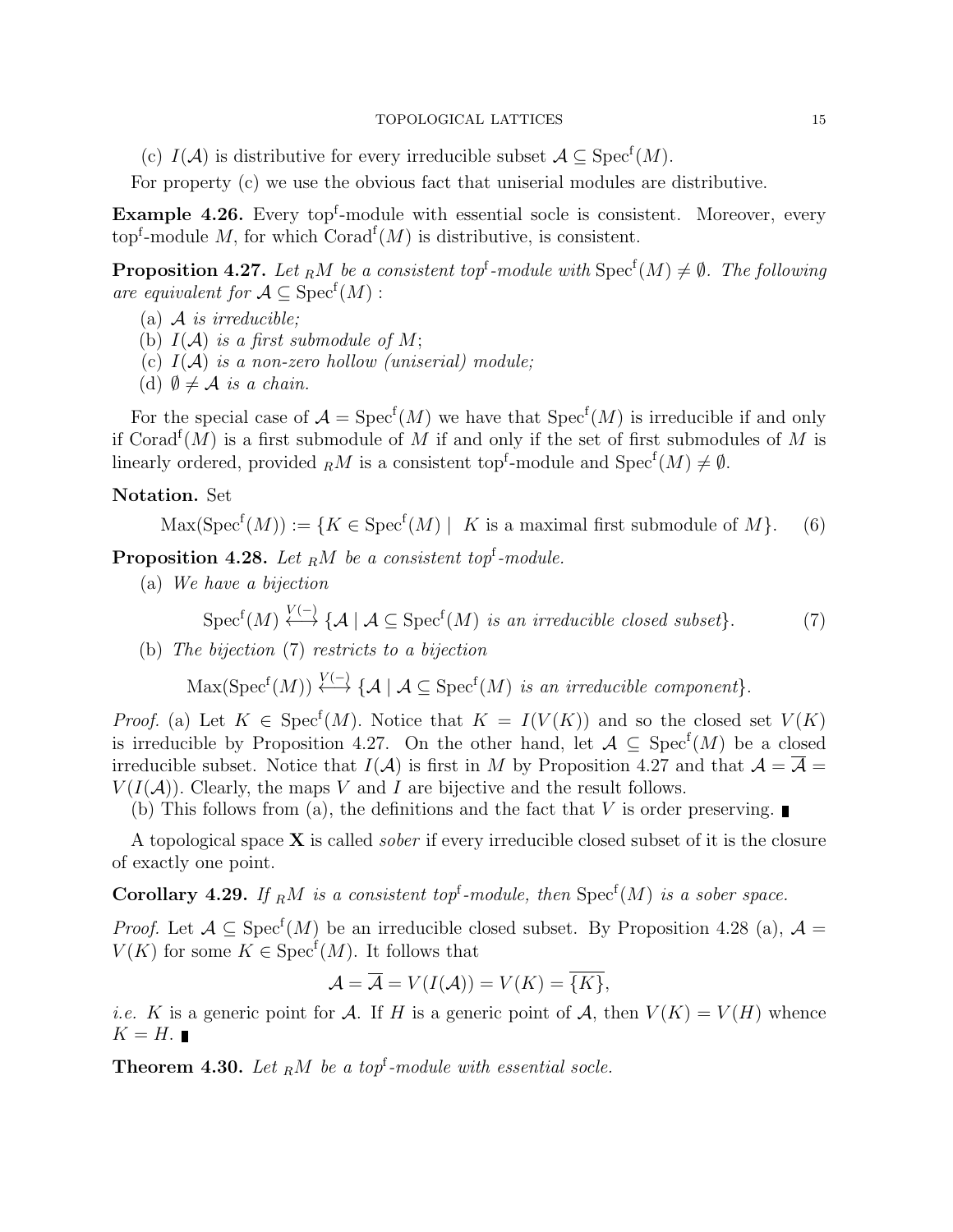(c) $I(\mathcal{A})$ is distributive for every irreducible subset $\mathcal{A} \subseteq \mathrm{Spec}^{\mathrm{f}}(M)$.

For property (c) we use the obvious fact that uniserial modules are distributive.

**Example 4.26.** Every top$^{\mathrm{f}}$-module with essential socle is consistent. Moreover, every top$^{\mathrm{f}}$-module $M$, for which $\mathrm{Corad}^{\mathrm{f}}(M)$ is distributive, is consistent.

**Proposition 4.27.** *Let ${}_RM$ be a consistent top$^{\mathrm{f}}$-module with $\mathrm{Spec}^{\mathrm{f}}(M) \neq \emptyset$. The following are equivalent for $\mathcal{A} \subseteq \mathrm{Spec}^{\mathrm{f}}(M)$ :*

(a) *$\mathcal{A}$ is irreducible;*
(b) *$I(\mathcal{A})$ is a first submodule of $M$;*
(c) *$I(\mathcal{A})$ is a non-zero hollow (uniserial) module;*
(d) *$\emptyset \neq \mathcal{A}$ is a chain.*

For the special case of $\mathcal{A} = \mathrm{Spec}^{\mathrm{f}}(M)$ we have that $\mathrm{Spec}^{\mathrm{f}}(M)$ is irreducible if and only if $\mathrm{Corad}^{\mathrm{f}}(M)$ is a first submodule of $M$ if and only if the set of first submodules of $M$ is linearly ordered, provided ${}_RM$ is a consistent top$^{\mathrm{f}}$-module and $\mathrm{Spec}^{\mathrm{f}}(M) \neq \emptyset$.

**Notation.** Set

$$\mathrm{Max}(\mathrm{Spec}^{\mathrm{f}}(M)) := \{K \in \mathrm{Spec}^{\mathrm{f}}(M) \mid \ K \text{ is a maximal first submodule of } M\}. \tag{6}$$

**Proposition 4.28.** *Let ${}_RM$ be a consistent top$^{\mathrm{f}}$-module.*

(a) *We have a bijection*

$$\mathrm{Spec}^{\mathrm{f}}(M) \overset{V(-)}{\longleftrightarrow} \{\mathcal{A} \mid \mathcal{A} \subseteq \mathrm{Spec}^{\mathrm{f}}(M) \text{ is an irreducible closed subset}\}. \tag{7}$$

(b) *The bijection (7) restricts to a bijection*

$$\mathrm{Max}(\mathrm{Spec}^{\mathrm{f}}(M)) \overset{V(-)}{\longleftrightarrow} \{\mathcal{A} \mid \mathcal{A} \subseteq \mathrm{Spec}^{\mathrm{f}}(M) \text{ is an irreducible component}\}.$$

*Proof.* (a) Let $K \in \mathrm{Spec}^{\mathrm{f}}(M)$. Notice that $K = I(V(K))$ and so the closed set $V(K)$ is irreducible by Proposition 4.27. On the other hand, let $\mathcal{A} \subseteq \mathrm{Spec}^{\mathrm{f}}(M)$ be a closed irreducible subset. Notice that $I(\mathcal{A})$ is first in $M$ by Proposition 4.27 and that $\mathcal{A} = \overline{\mathcal{A}} = V(I(\mathcal{A}))$. Clearly, the maps $V$ and $I$ are bijective and the result follows.

(b) This follows from (a), the definitions and the fact that $V$ is order preserving. ∎

A topological space $\mathbf{X}$ is called *sober* if every irreducible closed subset of it is the closure of exactly one point.

**Corollary 4.29.** *If ${}_RM$ is a consistent top$^{\mathrm{f}}$-module, then $\mathrm{Spec}^{\mathrm{f}}(M)$ is a sober space.*

*Proof.* Let $\mathcal{A} \subseteq \mathrm{Spec}^{\mathrm{f}}(M)$ be an irreducible closed subset. By Proposition 4.28 (a), $\mathcal{A} = V(K)$ for some $K \in \mathrm{Spec}^{\mathrm{f}}(M)$. It follows that

$$\mathcal{A} = \overline{\mathcal{A}} = V(I(\mathcal{A})) = V(K) = \overline{\{K\}},$$

*i.e.* $K$ is a generic point for $\mathcal{A}$. If $H$ is a generic point of $\mathcal{A}$, then $V(K) = V(H)$ whence $K = H$. ∎

**Theorem 4.30.** *Let ${}_RM$ be a top$^{\mathrm{f}}$-module with essential socle.*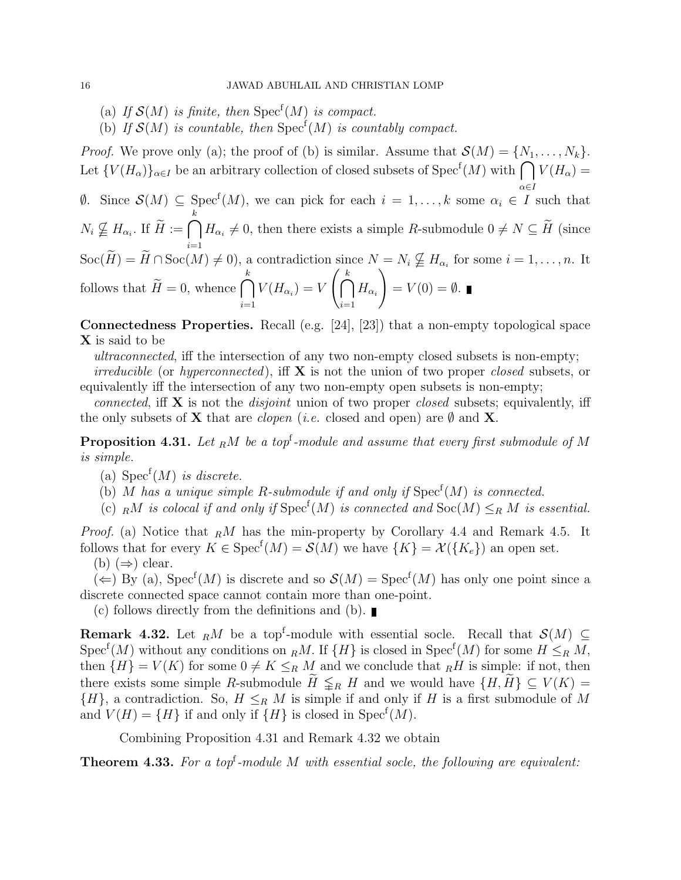(a) *If $\mathcal{S}(M)$ is finite, then* $\mathrm{Spec}^{\mathrm{f}}(M)$ *is compact.*

(b) *If $\mathcal{S}(M)$ is countable, then* $\mathrm{Spec}^{\mathrm{f}}(M)$ *is countably compact.*

*Proof.* We prove only (a); the proof of (b) is similar. Assume that $\mathcal{S}(M) = \{N_1, \ldots, N_k\}$. Let $\{V(H_\alpha)\}_{\alpha \in I}$ be an arbitrary collection of closed subsets of $\mathrm{Spec}^{\mathrm{f}}(M)$ with $\bigcap\limits_{\alpha \in I} V(H_\alpha) = \emptyset$. Since $\mathcal{S}(M) \subseteq \mathrm{Spec}^{\mathrm{f}}(M)$, we can pick for each $i = 1, \ldots, k$ some $\alpha_i \in I$ such that $N_i \nsubseteq H_{\alpha_i}$. If $\widetilde{H} := \bigcap\limits_{i=1}^{k} H_{\alpha_i} \neq 0$, then there exists a simple $R$-submodule $0 \neq N \subseteq \widetilde{H}$ (since $\mathrm{Soc}(\widetilde{H}) = \widetilde{H} \cap \mathrm{Soc}(M) \neq 0$), a contradiction since $N = N_i \nsubseteq H_{\alpha_i}$ for some $i = 1, \ldots, n$. It follows that $\widetilde{H} = 0$, whence $\bigcap\limits_{i=1}^{k} V(H_{\alpha_i}) = V\left(\bigcap\limits_{i=1}^{k} H_{\alpha_i}\right) = V(0) = \emptyset$. ∎

**Connectedness Properties.** Recall (e.g. [24], [23]) that a non-empty topological space $\mathbf{X}$ is said to be

*ultraconnected*, iff the intersection of any two non-empty closed subsets is non-empty;

*irreducible* (or *hyperconnected*), iff $\mathbf{X}$ is not the union of two proper *closed* subsets, or equivalently iff the intersection of any two non-empty open subsets is non-empty;

*connected*, iff $\mathbf{X}$ is not the *disjoint* union of two proper *closed* subsets; equivalently, iff the only subsets of $\mathbf{X}$ that are *clopen* (*i.e.* closed and open) are $\emptyset$ and $\mathbf{X}$.

**Proposition 4.31.** *Let ${}_RM$ be a top*$^{\mathrm{f}}$*-module and assume that every first submodule of $M$ is simple.*

(a) $\mathrm{Spec}^{\mathrm{f}}(M)$ *is discrete.*

(b) *$M$ has a unique simple $R$-submodule if and only if* $\mathrm{Spec}^{\mathrm{f}}(M)$ *is connected.*

(c) *${}_RM$ is colocal if and only if* $\mathrm{Spec}^{\mathrm{f}}(M)$ *is connected and* $\mathrm{Soc}(M) \leq_R M$ *is essential.*

*Proof.* (a) Notice that ${}_RM$ has the min-property by Corollary 4.4 and Remark 4.5. It follows that for every $K \in \mathrm{Spec}^{\mathrm{f}}(M) = \mathcal{S}(M)$ we have $\{K\} = \mathcal{X}(\{K_e\})$ an open set.

(b) ($\Rightarrow$) clear.

($\Leftarrow$) By (a), $\mathrm{Spec}^{\mathrm{f}}(M)$ is discrete and so $\mathcal{S}(M) = \mathrm{Spec}^{\mathrm{f}}(M)$ has only one point since a discrete connected space cannot contain more than one-point.

(c) follows directly from the definitions and (b). ∎

**Remark 4.32.** Let ${}_RM$ be a top$^{\mathrm{f}}$-module with essential socle. Recall that $\mathcal{S}(M) \subseteq \mathrm{Spec}^{\mathrm{f}}(M)$ without any conditions on ${}_RM$. If $\{H\}$ is closed in $\mathrm{Spec}^{\mathrm{f}}(M)$ for some $H \leq_R M$, then $\{H\} = V(K)$ for some $0 \neq K \leq_R M$ and we conclude that ${}_RH$ is simple: if not, then there exists some simple $R$-submodule $\widetilde{H} \lneqq_R H$ and we would have $\{H, \widetilde{H}\} \subseteq V(K) = \{H\}$, a contradiction. So, $H \leq_R M$ is simple if and only if $H$ is a first submodule of $M$ and $V(H) = \{H\}$ if and only if $\{H\}$ is closed in $\mathrm{Spec}^{\mathrm{f}}(M)$.

Combining Proposition 4.31 and Remark 4.32 we obtain

**Theorem 4.33.** *For a top*$^{\mathrm{f}}$*-module $M$ with essential socle, the following are equivalent:*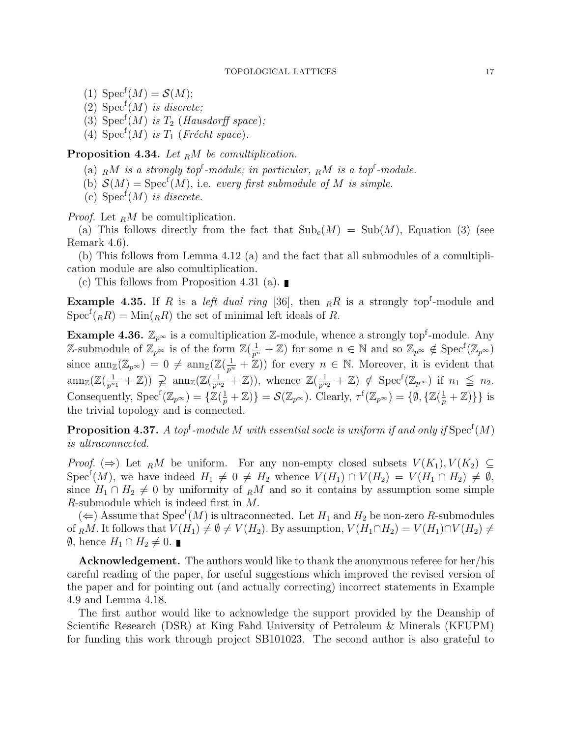(1) $\mathrm{Spec}^{\mathrm{f}}(M) = \mathcal{S}(M)$;
(2) $\mathrm{Spec}^{\mathrm{f}}(M)$ *is discrete;*
(3) $\mathrm{Spec}^{\mathrm{f}}(M)$ *is* $T_2$ *(Hausdorff space);*
(4) $\mathrm{Spec}^{\mathrm{f}}(M)$ *is* $T_1$ *(Frécht space).*

**Proposition 4.34.** *Let* ${}_RM$ *be comultiplication.*

(a) ${}_RM$ *is a strongly top*$^{\mathrm{f}}$*-module; in particular,* ${}_RM$ *is a top*$^{\mathrm{f}}$*-module.*
(b) $\mathcal{S}(M) = \mathrm{Spec}^{\mathrm{f}}(M)$, i.e. *every first submodule of* $M$ *is simple.*
(c) $\mathrm{Spec}^{\mathrm{f}}(M)$ *is discrete.*

*Proof.* Let ${}_RM$ be comultiplication.

(a) This follows directly from the fact that $\mathrm{Sub}_c(M) = \mathrm{Sub}(M)$, Equation (3) (see Remark 4.6).

(b) This follows from Lemma 4.12 (a) and the fact that all submodules of a comultiplication module are also comultiplication.

(c) This follows from Proposition 4.31 (a). ∎

**Example 4.35.** If $R$ is a *left dual ring* [36], then ${}_RR$ is a strongly top$^{\mathrm{f}}$-module and $\mathrm{Spec}^{\mathrm{f}}({}_RR) = \mathrm{Min}({}_RR)$ the set of minimal left ideals of $R$.

**Example 4.36.** $\mathbb{Z}_{p^\infty}$ is a comultiplication $\mathbb{Z}$-module, whence a strongly top$^{\mathrm{f}}$-module. Any $\mathbb{Z}$-submodule of $\mathbb{Z}_{p^\infty}$ is of the form $\mathbb{Z}(\frac{1}{p^n} + \mathbb{Z})$ for some $n \in \mathbb{N}$ and so $\mathbb{Z}_{p^\infty} \notin \mathrm{Spec}^{\mathrm{f}}(\mathbb{Z}_{p^\infty})$ since $\mathrm{ann}_{\mathbb{Z}}(\mathbb{Z}_{p^\infty}) = 0 \neq \mathrm{ann}_{\mathbb{Z}}(\mathbb{Z}(\frac{1}{p^n} + \mathbb{Z}))$ for every $n \in \mathbb{N}$. Moreover, it is evident that $\mathrm{ann}_{\mathbb{Z}}(\mathbb{Z}(\frac{1}{p^{n_1}} + \mathbb{Z})) \supsetneqq \mathrm{ann}_{\mathbb{Z}}(\mathbb{Z}(\frac{1}{p^{n_2}} + \mathbb{Z}))$, whence $\mathbb{Z}(\frac{1}{p^{n_2}} + \mathbb{Z}) \notin \mathrm{Spec}^{\mathrm{f}}(\mathbb{Z}_{p^\infty})$ if $n_1 \lneqq n_2$. Consequently, $\mathrm{Spec}^{\mathrm{f}}(\mathbb{Z}_{p^\infty}) = \{\mathbb{Z}(\frac{1}{p} + \mathbb{Z})\} = \mathcal{S}(\mathbb{Z}_{p^\infty})$. Clearly, $\tau^{\mathrm{f}}(\mathbb{Z}_{p^\infty}) = \{\emptyset, \{\mathbb{Z}(\frac{1}{p} + \mathbb{Z})\}\}$ is the trivial topology and is connected.

**Proposition 4.37.** *A top*$^{\mathrm{f}}$*-module* $M$ *with essential socle is uniform if and only if* $\mathrm{Spec}^{\mathrm{f}}(M)$ *is ultraconnected.*

*Proof.* ($\Rightarrow$) Let ${}_RM$ be uniform. For any non-empty closed subsets $V(K_1), V(K_2) \subseteq \mathrm{Spec}^{\mathrm{f}}(M)$, we have indeed $H_1 \neq 0 \neq H_2$ whence $V(H_1) \cap V(H_2) = V(H_1 \cap H_2) \neq \emptyset$, since $H_1 \cap H_2 \neq 0$ by uniformity of ${}_RM$ and so it contains by assumption some simple $R$-submodule which is indeed first in $M$.

($\Leftarrow$) Assume that $\mathrm{Spec}^{\mathrm{f}}(M)$ is ultraconnected. Let $H_1$ and $H_2$ be non-zero $R$-submodules of ${}_RM$. It follows that $V(H_1) \neq \emptyset \neq V(H_2)$. By assumption, $V(H_1 \cap H_2) = V(H_1) \cap V(H_2) \neq \emptyset$, hence $H_1 \cap H_2 \neq 0$. ∎

**Acknowledgement.** The authors would like to thank the anonymous referee for her/his careful reading of the paper, for useful suggestions which improved the revised version of the paper and for pointing out (and actually correcting) incorrect statements in Example 4.9 and Lemma 4.18.

The first author would like to acknowledge the support provided by the Deanship of Scientific Research (DSR) at King Fahd University of Petroleum & Minerals (KFUPM) for funding this work through project SB101023. The second author is also grateful to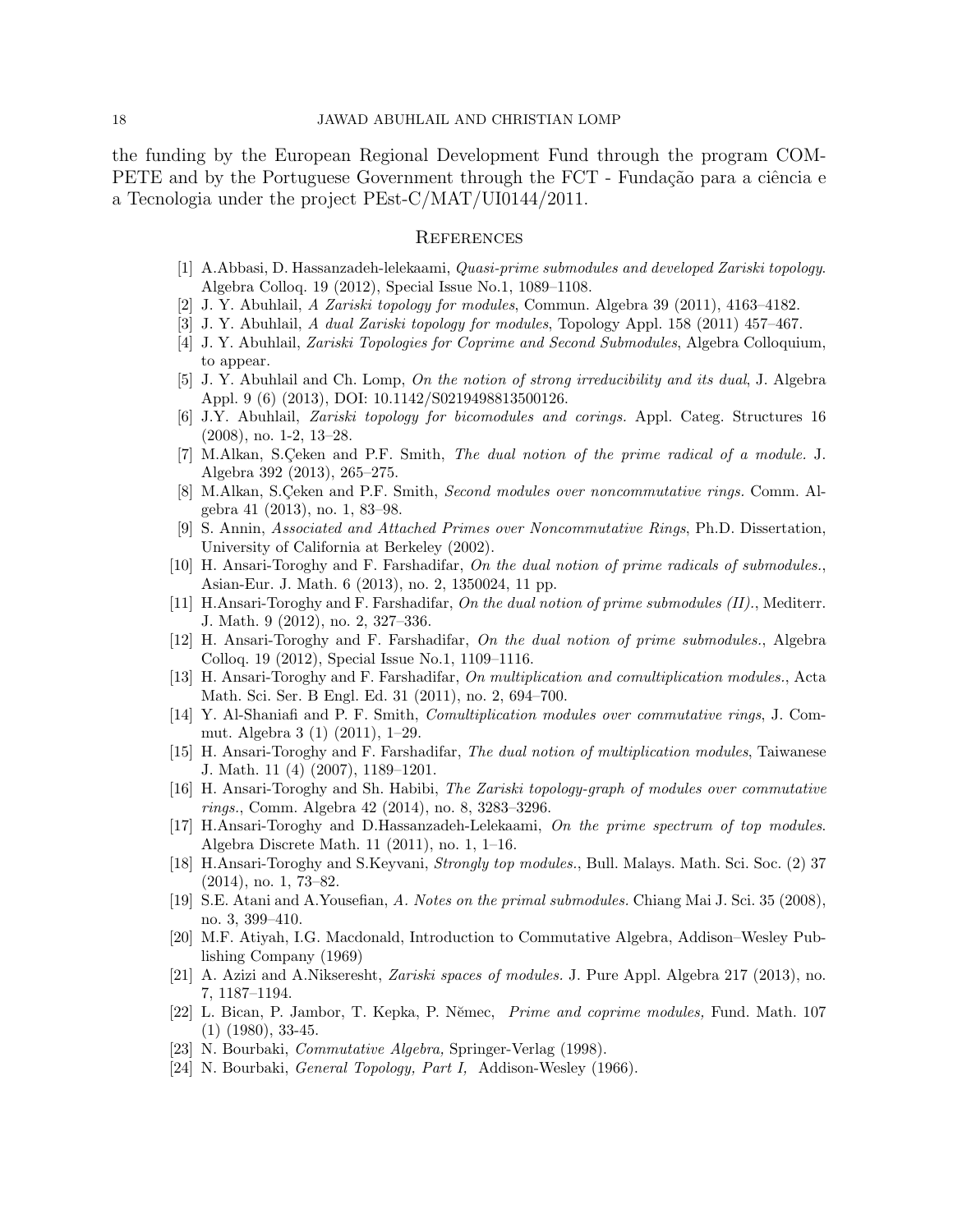the funding by the European Regional Development Fund through the program COMPETE and by the Portuguese Government through the FCT - Fundação para a ciência e a Tecnologia under the project PEst-C/MAT/UI0144/2011.

## References

[1] A.Abbasi, D. Hassanzadeh-lelekaami, *Quasi-prime submodules and developed Zariski topology.* Algebra Colloq. 19 (2012), Special Issue No.1, 1089–1108.

[2] J. Y. Abuhlail, *A Zariski topology for modules*, Commun. Algebra 39 (2011), 4163–4182.

[3] J. Y. Abuhlail, *A dual Zariski topology for modules*, Topology Appl. 158 (2011) 457–467.

[4] J. Y. Abuhlail, *Zariski Topologies for Coprime and Second Submodules*, Algebra Colloquium, to appear.

[5] J. Y. Abuhlail and Ch. Lomp, *On the notion of strong irreducibility and its dual*, J. Algebra Appl. 9 (6) (2013), DOI: 10.1142/S0219498813500126.

[6] J.Y. Abuhlail, *Zariski topology for bicomodules and corings.* Appl. Categ. Structures 16 (2008), no. 1-2, 13–28.

[7] M.Alkan, S.Çeken and P.F. Smith, *The dual notion of the prime radical of a module.* J. Algebra 392 (2013), 265–275.

[8] M.Alkan, S.Çeken and P.F. Smith, *Second modules over noncommutative rings.* Comm. Algebra 41 (2013), no. 1, 83–98.

[9] S. Annin, *Associated and Attached Primes over Noncommutative Rings*, Ph.D. Dissertation, University of California at Berkeley (2002).

[10] H. Ansari-Toroghy and F. Farshadifar, *On the dual notion of prime radicals of submodules.*, Asian-Eur. J. Math. 6 (2013), no. 2, 1350024, 11 pp.

[11] H.Ansari-Toroghy and F. Farshadifar, *On the dual notion of prime submodules (II).*, Mediterr. J. Math. 9 (2012), no. 2, 327–336.

[12] H. Ansari-Toroghy and F. Farshadifar, *On the dual notion of prime submodules.*, Algebra Colloq. 19 (2012), Special Issue No.1, 1109–1116.

[13] H. Ansari-Toroghy and F. Farshadifar, *On multiplication and comultiplication modules.*, Acta Math. Sci. Ser. B Engl. Ed. 31 (2011), no. 2, 694–700.

[14] Y. Al-Shaniafi and P. F. Smith, *Comultiplication modules over commutative rings*, J. Commut. Algebra 3 (1) (2011), 1–29.

[15] H. Ansari-Toroghy and F. Farshadifar, *The dual notion of multiplication modules*, Taiwanese J. Math. 11 (4) (2007), 1189–1201.

[16] H. Ansari-Toroghy and Sh. Habibi, *The Zariski topology-graph of modules over commutative rings.*, Comm. Algebra 42 (2014), no. 8, 3283–3296.

[17] H.Ansari-Toroghy and D.Hassanzadeh-Lelekaami, *On the prime spectrum of top modules.* Algebra Discrete Math. 11 (2011), no. 1, 1–16.

[18] H.Ansari-Toroghy and S.Keyvani, *Strongly top modules.*, Bull. Malays. Math. Sci. Soc. (2) 37 (2014), no. 1, 73–82.

[19] S.E. Atani and A.Yousefian, *A. Notes on the primal submodules.* Chiang Mai J. Sci. 35 (2008), no. 3, 399–410.

[20] M.F. Atiyah, I.G. Macdonald, Introduction to Commutative Algebra, Addison–Wesley Publishing Company (1969)

[21] A. Azizi and A.Nikseresht, *Zariski spaces of modules.* J. Pure Appl. Algebra 217 (2013), no. 7, 1187–1194.

[22] L. Bican, P. Jambor, T. Kepka, P. Němec, *Prime and coprime modules,* Fund. Math. 107 (1) (1980), 33-45.

[23] N. Bourbaki, *Commutative Algebra,* Springer-Verlag (1998).

[24] N. Bourbaki, *General Topology, Part I,* Addison-Wesley (1966).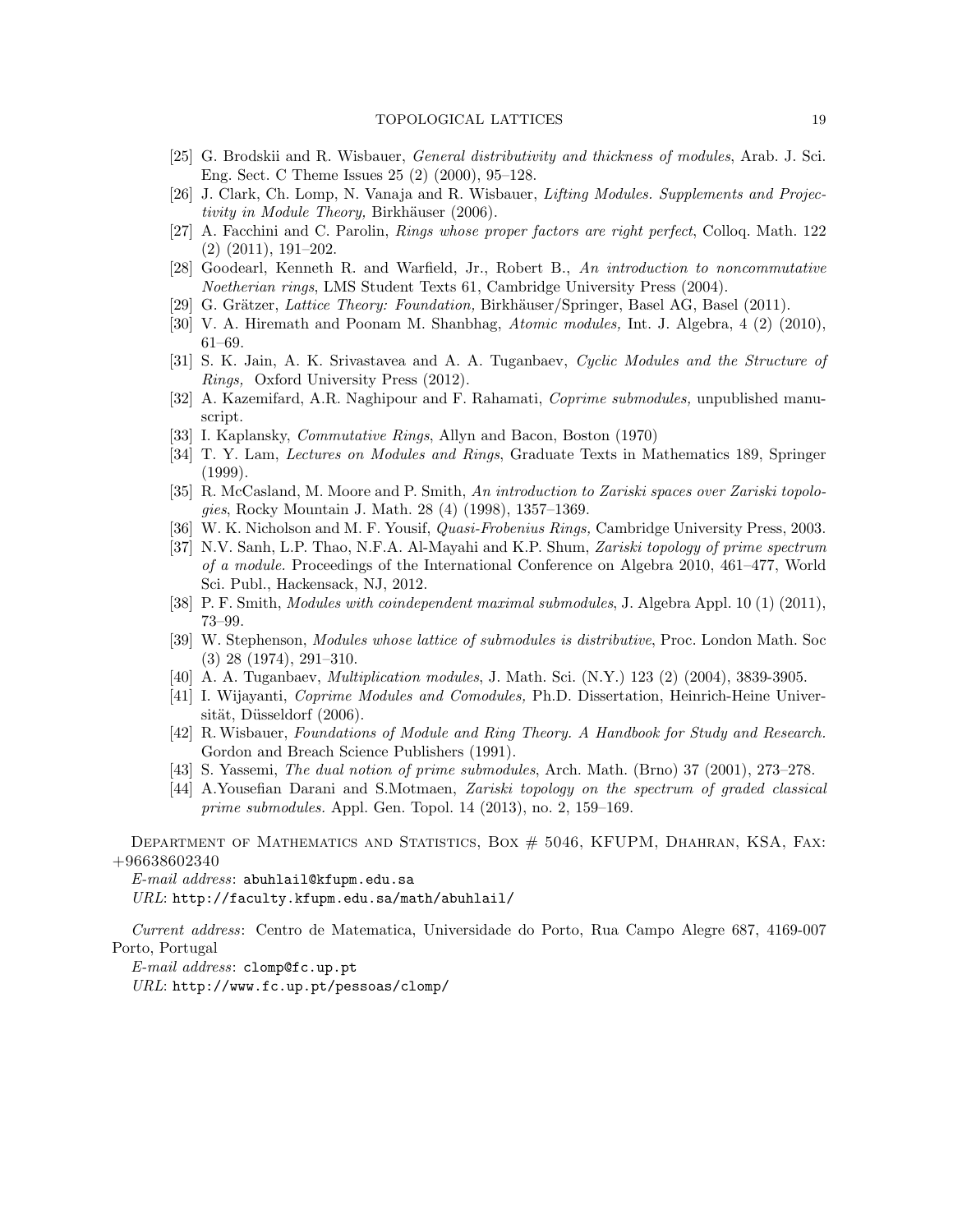[25] G. Brodskii and R. Wisbauer, *General distributivity and thickness of modules*, Arab. J. Sci. Eng. Sect. C Theme Issues 25 (2) (2000), 95–128.

[26] J. Clark, Ch. Lomp, N. Vanaja and R. Wisbauer, *Lifting Modules. Supplements and Projectivity in Module Theory,* Birkhäuser (2006).

[27] A. Facchini and C. Parolin, *Rings whose proper factors are right perfect*, Colloq. Math. 122 (2) (2011), 191–202.

[28] Goodearl, Kenneth R. and Warfield, Jr., Robert B., *An introduction to noncommutative Noetherian rings*, LMS Student Texts 61, Cambridge University Press (2004).

[29] G. Grätzer, *Lattice Theory: Foundation,* Birkhäuser/Springer, Basel AG, Basel (2011).

[30] V. A. Hiremath and Poonam M. Shanbhag, *Atomic modules,* Int. J. Algebra, 4 (2) (2010), 61–69.

[31] S. K. Jain, A. K. Srivastavea and A. A. Tuganbaev, *Cyclic Modules and the Structure of Rings,* Oxford University Press (2012).

[32] A. Kazemifard, A.R. Naghipour and F. Rahamati, *Coprime submodules,* unpublished manuscript.

[33] I. Kaplansky, *Commutative Rings*, Allyn and Bacon, Boston (1970)

[34] T. Y. Lam, *Lectures on Modules and Rings*, Graduate Texts in Mathematics 189, Springer (1999).

[35] R. McCasland, M. Moore and P. Smith, *An introduction to Zariski spaces over Zariski topologies*, Rocky Mountain J. Math. 28 (4) (1998), 1357–1369.

[36] W. K. Nicholson and M. F. Yousif, *Quasi-Frobenius Rings,* Cambridge University Press, 2003.

[37] N.V. Sanh, L.P. Thao, N.F.A. Al-Mayahi and K.P. Shum, *Zariski topology of prime spectrum of a module.* Proceedings of the International Conference on Algebra 2010, 461–477, World Sci. Publ., Hackensack, NJ, 2012.

[38] P. F. Smith, *Modules with coindependent maximal submodules*, J. Algebra Appl. 10 (1) (2011), 73–99.

[39] W. Stephenson, *Modules whose lattice of submodules is distributive*, Proc. London Math. Soc (3) 28 (1974), 291–310.

[40] A. A. Tuganbaev, *Multiplication modules*, J. Math. Sci. (N.Y.) 123 (2) (2004), 3839-3905.

[41] I. Wijayanti, *Coprime Modules and Comodules,* Ph.D. Dissertation, Heinrich-Heine Universität, Düsseldorf (2006).

[42] R. Wisbauer, *Foundations of Module and Ring Theory. A Handbook for Study and Research.* Gordon and Breach Science Publishers (1991).

[43] S. Yassemi, *The dual notion of prime submodules*, Arch. Math. (Brno) 37 (2001), 273–278.

[44] A.Yousefian Darani and S.Motmaen, *Zariski topology on the spectrum of graded classical prime submodules.* Appl. Gen. Topol. 14 (2013), no. 2, 159–169.

Department of Mathematics and Statistics, Box # 5046, KFUPM, Dhahran, KSA, Fax: +96638602340

*E-mail address*: abuhlail@kfupm.edu.sa

*URL*: http://faculty.kfupm.edu.sa/math/abuhlail/

*Current address*: Centro de Matematica, Universidade do Porto, Rua Campo Alegre 687, 4169-007 Porto, Portugal

*E-mail address*: clomp@fc.up.pt

*URL*: http://www.fc.up.pt/pessoas/clomp/